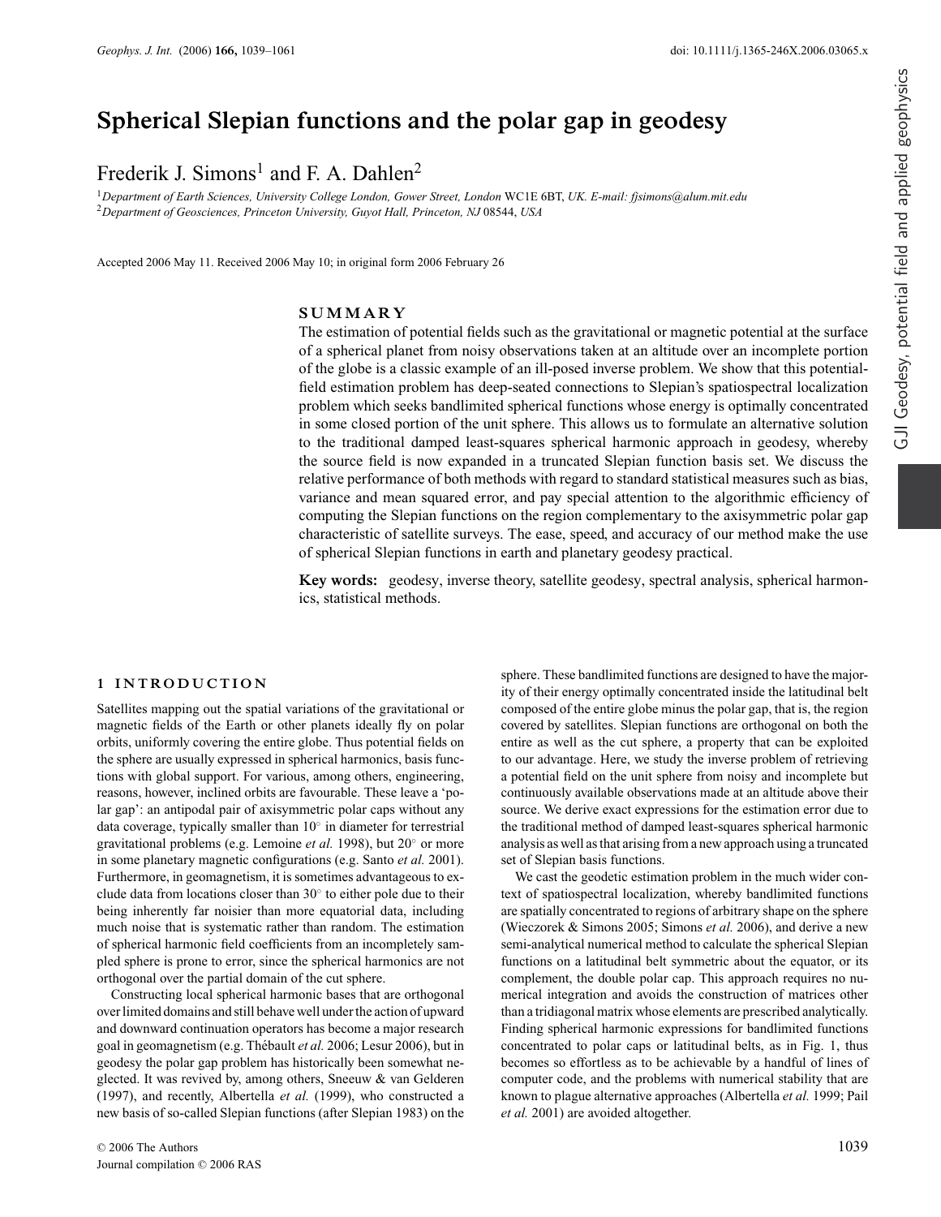# Spherical Slepian functions and the polar gap in geodesy

Frederik J. Simons[1] and F. A. Dahlen[2]

[1]*Department of Earth Sciences, University College London, Gower Street, London* WC1E 6BT, *UK. E-mail: fjsimons@alum.mit.edu*
[2]*Department of Geosciences, Princeton University, Guyot Hall, Princeton, NJ* 08544, *USA*

Accepted 2006 May 11. Received 2006 May 10; in original form 2006 February 26

## SUMMARY

The estimation of potential fields such as the gravitational or magnetic potential at the surface of a spherical planet from noisy observations taken at an altitude over an incomplete portion of the globe is a classic example of an ill-posed inverse problem. We show that this potential-field estimation problem has deep-seated connections to Slepian's spatiospectral localization problem which seeks bandlimited spherical functions whose energy is optimally concentrated in some closed portion of the unit sphere. This allows us to formulate an alternative solution to the traditional damped least-squares spherical harmonic approach in geodesy, whereby the source field is now expanded in a truncated Slepian function basis set. We discuss the relative performance of both methods with regard to standard statistical measures such as bias, variance and mean squared error, and pay special attention to the algorithmic efficiency of computing the Slepian functions on the region complementary to the axisymmetric polar gap characteristic of satellite surveys. The ease, speed, and accuracy of our method make the use of spherical Slepian functions in earth and planetary geodesy practical.

**Key words:** geodesy, inverse theory, satellite geodesy, spectral analysis, spherical harmonics, statistical methods.

## 1 INTRODUCTION

Satellites mapping out the spatial variations of the gravitational or magnetic fields of the Earth or other planets ideally fly on polar orbits, uniformly covering the entire globe. Thus potential fields on the sphere are usually expressed in spherical harmonics, basis functions with global support. For various, among others, engineering, reasons, however, inclined orbits are favourable. These leave a 'polar gap': an antipodal pair of axisymmetric polar caps without any data coverage, typically smaller than 10° in diameter for terrestrial gravitational problems (e.g. Lemoine *et al.* 1998), but 20° or more in some planetary magnetic configurations (e.g. Santo *et al.* 2001). Furthermore, in geomagnetism, it is sometimes advantageous to exclude data from locations closer than 30° to either pole due to their being inherently far noisier than more equatorial data, including much noise that is systematic rather than random. The estimation of spherical harmonic field coefficients from an incompletely sampled sphere is prone to error, since the spherical harmonics are not orthogonal over the partial domain of the cut sphere.

Constructing local spherical harmonic bases that are orthogonal over limited domains and still behave well under the action of upward and downward continuation operators has become a major research goal in geomagnetism (e.g. Thébault *et al.* 2006; Lesur 2006), but in geodesy the polar gap problem has historically been somewhat neglected. It was revived by, among others, Sneeuw & van Gelderen (1997), and recently, Albertella *et al.* (1999), who constructed a new basis of so-called Slepian functions (after Slepian 1983) on the sphere. These bandlimited functions are designed to have the majority of their energy optimally concentrated inside the latitudinal belt composed of the entire globe minus the polar gap, that is, the region covered by satellites. Slepian functions are orthogonal on both the entire as well as the cut sphere, a property that can be exploited to our advantage. Here, we study the inverse problem of retrieving a potential field on the unit sphere from noisy and incomplete but continuously available observations made at an altitude above their source. We derive exact expressions for the estimation error due to the traditional method of damped least-squares spherical harmonic analysis as well as that arising from a new approach using a truncated set of Slepian basis functions.

We cast the geodetic estimation problem in the much wider context of spatiospectral localization, whereby bandlimited functions are spatially concentrated to regions of arbitrary shape on the sphere (Wieczorek & Simons 2005; Simons *et al.* 2006), and derive a new semi-analytical numerical method to calculate the spherical Slepian functions on a latitudinal belt symmetric about the equator, or its complement, the double polar cap. This approach requires no numerical integration and avoids the construction of matrices other than a tridiagonal matrix whose elements are prescribed analytically. Finding spherical harmonic expressions for bandlimited functions concentrated to polar caps or latitudinal belts, as in Fig. 1, thus becomes so effortless as to be achievable by a handful of lines of computer code, and the problems with numerical stability that are known to plague alternative approaches (Albertella *et al.* 1999; Pail *et al.* 2001) are avoided altogether.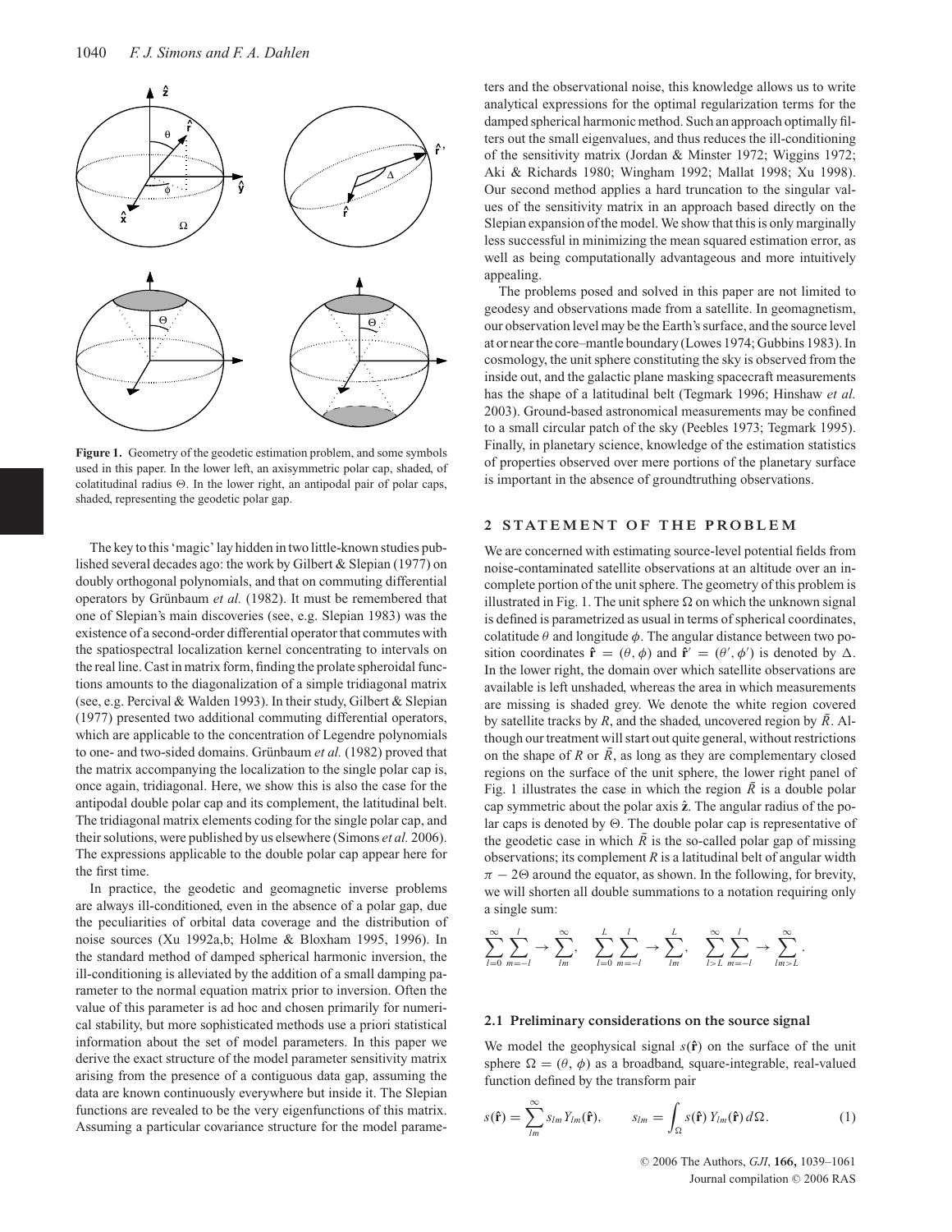**Figure 1.** Geometry of the geodetic estimation problem, and some symbols used in this paper. In the lower left, an axisymmetric polar cap, shaded, of colatitudinal radius $\Theta$. In the lower right, an antipodal pair of polar caps, shaded, representing the geodetic polar gap.

The key to this 'magic' lay hidden in two little-known studies published several decades ago: the work by Gilbert & Slepian (1977) on doubly orthogonal polynomials, and that on commuting differential operators by Grünbaum *et al.* (1982). It must be remembered that one of Slepian's main discoveries (see, e.g. Slepian 1983) was the existence of a second-order differential operator that commutes with the spatiospectral localization kernel concentrating to intervals on the real line. Cast in matrix form, finding the prolate spheroidal functions amounts to the diagonalization of a simple tridiagonal matrix (see, e.g. Percival & Walden 1993). In their study, Gilbert & Slepian (1977) presented two additional commuting differential operators, which are applicable to the concentration of Legendre polynomials to one- and two-sided domains. Grünbaum *et al.* (1982) proved that the matrix accompanying the localization to the single polar cap is, once again, tridiagonal. Here, we show this is also the case for the antipodal double polar cap and its complement, the latitudinal belt. The tridiagonal matrix elements coding for the single polar cap, and their solutions, were published by us elsewhere (Simons *et al.* 2006). The expressions applicable to the double polar cap appear here for the first time.

In practice, the geodetic and geomagnetic inverse problems are always ill-conditioned, even in the absence of a polar gap, due the peculiarities of orbital data coverage and the distribution of noise sources (Xu 1992a,b; Holme & Bloxham 1995, 1996). In the standard method of damped spherical harmonic inversion, the ill-conditioning is alleviated by the addition of a small damping parameter to the normal equation matrix prior to inversion. Often the value of this parameter is ad hoc and chosen primarily for numerical stability, but more sophisticated methods use a priori statistical information about the set of model parameters. In this paper we derive the exact structure of the model parameter sensitivity matrix arising from the presence of a contiguous data gap, assuming the data are known continuously everywhere but inside it. The Slepian functions are revealed to be the very eigenfunctions of this matrix. Assuming a particular covariance structure for the model parameters and the observational noise, this knowledge allows us to write analytical expressions for the optimal regularization terms for the damped spherical harmonic method. Such an approach optimally filters out the small eigenvalues, and thus reduces the ill-conditioning of the sensitivity matrix (Jordan & Minster 1972; Wiggins 1972; Aki & Richards 1980; Wingham 1992; Mallat 1998; Xu 1998). Our second method applies a hard truncation to the singular values of the sensitivity matrix in an approach based directly on the Slepian expansion of the model. We show that this is only marginally less successful in minimizing the mean squared estimation error, as well as being computationally advantageous and more intuitively appealing.

The problems posed and solved in this paper are not limited to geodesy and observations made from a satellite. In geomagnetism, our observation level may be the Earth's surface, and the source level at or near the core–mantle boundary (Lowes 1974; Gubbins 1983). In cosmology, the unit sphere constituting the sky is observed from the inside out, and the galactic plane masking spacecraft measurements has the shape of a latitudinal belt (Tegmark 1996; Hinshaw *et al.* 2003). Ground-based astronomical measurements may be confined to a small circular patch of the sky (Peebles 1973; Tegmark 1995). Finally, in planetary science, knowledge of the estimation statistics of properties observed over mere portions of the planetary surface is important in the absence of groundtruthing observations.

## 2 STATEMENT OF THE PROBLEM

We are concerned with estimating source-level potential fields from noise-contaminated satellite observations at an altitude over an incomplete portion of the unit sphere. The geometry of this problem is illustrated in Fig. 1. The unit sphere $\Omega$ on which the unknown signal is defined is parametrized as usual in terms of spherical coordinates, colatitude $\theta$ and longitude $\phi$. The angular distance between two position coordinates $\hat{\mathbf{r}} = (\theta, \phi)$ and $\hat{\mathbf{r}}' = (\theta', \phi')$ is denoted by $\Delta$. In the lower right, the domain over which satellite observations are available is left unshaded, whereas the area in which measurements are missing is shaded grey. We denote the white region covered by satellite tracks by $R$, and the shaded, uncovered region by $\bar{R}$. Although our treatment will start out quite general, without restrictions on the shape of $R$ or $\bar{R}$, as long as they are complementary closed regions on the surface of the unit sphere, the lower right panel of Fig. 1 illustrates the case in which the region $\bar{R}$ is a double polar cap symmetric about the polar axis $\hat{\mathbf{z}}$. The angular radius of the polar caps is denoted by $\Theta$. The double polar cap is representative of the geodetic case in which $\bar{R}$ is the so-called polar gap of missing observations; its complement $R$ is a latitudinal belt of angular width $\pi - 2\Theta$ around the equator, as shown. In the following, for brevity, we will shorten all double summations to a notation requiring only a single sum:

$$\sum_{l=0}^{\infty}\sum_{m=-l}^{l} \to \sum_{lm}^{\infty}, \quad \sum_{l=0}^{L}\sum_{m=-l}^{l} \to \sum_{lm}^{L}, \quad \sum_{l>L}^{\infty}\sum_{m=-l}^{l} \to \sum_{lm>L}^{\infty}.$$

### 2.1 Preliminary considerations on the source signal

We model the geophysical signal $s(\hat{\mathbf{r}})$ on the surface of the unit sphere $\Omega = (\theta, \phi)$ as a broadband, square-integrable, real-valued function defined by the transform pair

$$s(\hat{\mathbf{r}}) = \sum_{lm}^{\infty} s_{lm} Y_{lm}(\hat{\mathbf{r}}), \qquad s_{lm} = \int_{\Omega} s(\hat{\mathbf{r}})\, Y_{lm}(\hat{\mathbf{r}})\, d\Omega. \tag{1}$$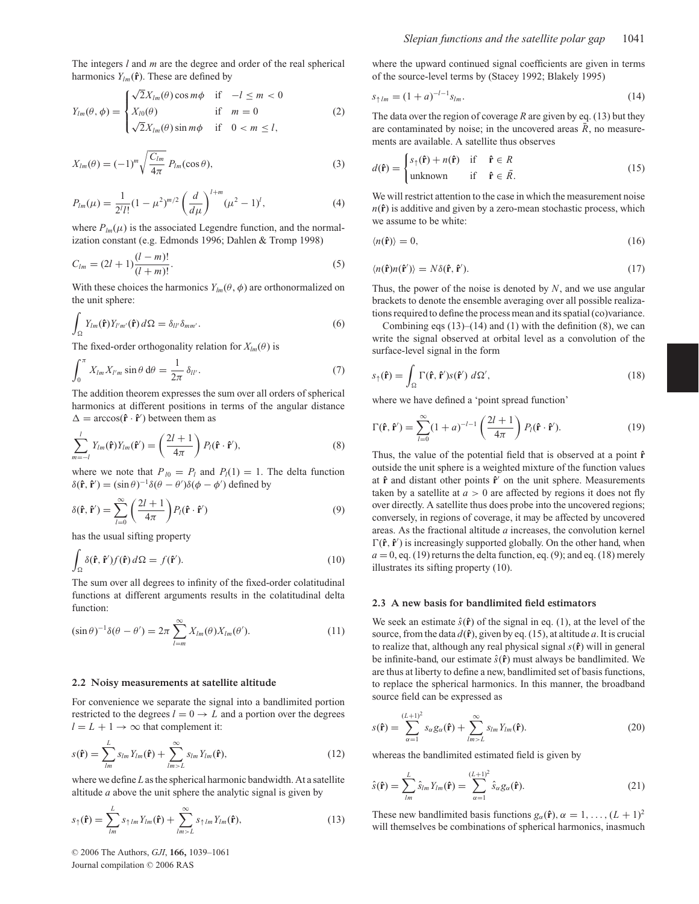The integers $l$ and $m$ are the degree and order of the real spherical harmonics $Y_{lm}(\hat{\mathbf{r}})$. These are defined by

$$
Y_{lm}(\theta, \phi) = \begin{cases} \sqrt{2} X_{l|m|}(\theta) \cos m\phi & \text{if} \quad -l \le m < 0 \\ X_{l0}(\theta) & \text{if} \quad m = 0 \\ \sqrt{2} X_{lm}(\theta) \sin m\phi & \text{if} \quad 0 < m \le l, \end{cases} \tag{2}
$$

$$
X_{lm}(\theta) = (-1)^m \sqrt{\frac{C_{lm}}{4\pi}}\, P_{lm}(\cos\theta), \tag{3}
$$

$$
P_{lm}(\mu) = \frac{1}{2^l l!}(1-\mu^2)^{m/2} \left(\frac{d}{d\mu}\right)^{l+m} (\mu^2 - 1)^l, \tag{4}
$$

where $P_{lm}(\mu)$ is the associated Legendre function, and the normalization constant (e.g. Edmonds 1996; Dahlen & Tromp 1998)

$$
C_{lm} = (2l+1)\frac{(l-m)!}{(l+m)!}. \tag{5}
$$

With these choices the harmonics $Y_{lm}(\theta, \phi)$ are orthonormalized on the unit sphere:

$$
\int_\Omega Y_{lm}(\hat{\mathbf{r}}) Y_{l'm'}(\hat{\mathbf{r}})\, d\Omega = \delta_{ll'}\delta_{mm'}. \tag{6}
$$

The fixed-order orthogonality relation for $X_{lm}(\theta)$ is

$$
\int_0^\pi X_{lm} X_{l'm} \sin\theta \, \mathrm{d}\theta = \frac{1}{2\pi}\, \delta_{ll'}. \tag{7}
$$

The addition theorem expresses the sum over all orders of spherical harmonics at different positions in terms of the angular distance $\Delta = \arccos(\hat{\mathbf{r}} \cdot \hat{\mathbf{r}}')$ between them as

$$
\sum_{m=-l}^{l} Y_{lm}(\hat{\mathbf{r}}) Y_{lm}(\hat{\mathbf{r}}') = \left(\frac{2l+1}{4\pi}\right) P_l(\hat{\mathbf{r}} \cdot \hat{\mathbf{r}}'), \tag{8}
$$

where we note that $P_{l0} = P_l$ and $P_l(1) = 1$. The delta function $\delta(\hat{\mathbf{r}}, \hat{\mathbf{r}}') = (\sin\theta)^{-1}\delta(\theta - \theta')\delta(\phi - \phi')$ defined by

$$
\delta(\hat{\mathbf{r}}, \hat{\mathbf{r}}') = \sum_{l=0}^{\infty} \left(\frac{2l+1}{4\pi}\right) P_l(\hat{\mathbf{r}} \cdot \hat{\mathbf{r}}') \tag{9}
$$

has the usual sifting property

$$
\int_\Omega \delta(\hat{\mathbf{r}}, \hat{\mathbf{r}}') f(\hat{\mathbf{r}})\, d\Omega = f(\hat{\mathbf{r}}'). \tag{10}
$$

The sum over all degrees to infinity of the fixed-order colatitudinal functions at different arguments results in the colatitudinal delta function:

$$
(\sin\theta)^{-1}\delta(\theta - \theta') = 2\pi \sum_{l=m}^{\infty} X_{lm}(\theta) X_{lm}(\theta'). \tag{11}
$$

### 2.2 Noisy measurements at satellite altitude

For convenience we separate the signal into a bandlimited portion restricted to the degrees $l = 0 \to L$ and a portion over the degrees $l = L+1 \to \infty$ that complement it:

$$
s(\hat{\mathbf{r}}) = \sum_{lm}^{L} s_{lm} Y_{lm}(\hat{\mathbf{r}}) + \sum_{lm > L}^{\infty} s_{lm} Y_{lm}(\hat{\mathbf{r}}), \tag{12}
$$

where we define $L$ as the spherical harmonic bandwidth. At a satellite altitude $a$ above the unit sphere the analytic signal is given by

$$
s_\uparrow(\hat{\mathbf{r}}) = \sum_{lm}^{L} s_{\uparrow lm} Y_{lm}(\hat{\mathbf{r}}) + \sum_{lm > L}^{\infty} s_{\uparrow lm} Y_{lm}(\hat{\mathbf{r}}), \tag{13}
$$

where the upward continued signal coefficients are given in terms of the source-level terms by (Stacey 1992; Blakely 1995)

$$
s_{\uparrow lm} = (1+a)^{-l-1} s_{lm}. \tag{14}
$$

The data over the region of coverage $R$ are given by eq. (13) but they are contaminated by noise; in the uncovered areas $\bar{R}$, no measurements are available. A satellite thus observes

$$
d(\hat{\mathbf{r}}) = \begin{cases} s_\uparrow(\hat{\mathbf{r}}) + n(\hat{\mathbf{r}}) & \text{if} \quad \hat{\mathbf{r}} \in R \\ \text{unknown} & \text{if} \quad \hat{\mathbf{r}} \in \bar{R}. \end{cases} \tag{15}
$$

We will restrict attention to the case in which the measurement noise $n(\hat{\mathbf{r}})$ is additive and given by a zero-mean stochastic process, which we assume to be white:

$$
\langle n(\hat{\mathbf{r}}) \rangle = 0, \tag{16}
$$

$$
\langle n(\hat{\mathbf{r}}) n(\hat{\mathbf{r}}') \rangle = N\delta(\hat{\mathbf{r}}, \hat{\mathbf{r}}'). \tag{17}
$$

Thus, the power of the noise is denoted by $N$, and we use angular brackets to denote the ensemble averaging over all possible realizations required to define the process mean and its spatial (co)variance.

Combining eqs (13)–(14) and (1) with the definition (8), we can write the signal observed at orbital level as a convolution of the surface-level signal in the form

$$
s_\uparrow(\hat{\mathbf{r}}) = \int_\Omega \Gamma(\hat{\mathbf{r}}, \hat{\mathbf{r}}') s(\hat{\mathbf{r}}')\; d\Omega', \tag{18}
$$

where we have defined a 'point spread function'

$$
\Gamma(\hat{\mathbf{r}}, \hat{\mathbf{r}}') = \sum_{l=0}^{\infty} (1+a)^{-l-1} \left(\frac{2l+1}{4\pi}\right) P_l(\hat{\mathbf{r}} \cdot \hat{\mathbf{r}}'). \tag{19}
$$

Thus, the value of the potential field that is observed at a point $\hat{\mathbf{r}}$ outside the unit sphere is a weighted mixture of the function values at $\hat{\mathbf{r}}$ and distant other points $\hat{\mathbf{r}}'$ on the unit sphere. Measurements taken by a satellite at $a > 0$ are affected by regions it does not fly over directly. A satellite thus does probe into the uncovered regions; conversely, in regions of coverage, it may be affected by uncovered areas. As the fractional altitude $a$ increases, the convolution kernel $\Gamma(\hat{\mathbf{r}}, \hat{\mathbf{r}}')$ is increasingly supported globally. On the other hand, when $a = 0$, eq. (19) returns the delta function, eq. (9); and eq. (18) merely illustrates its sifting property (10).

### 2.3 A new basis for bandlimited field estimators

We seek an estimate $\hat{s}(\hat{\mathbf{r}})$ of the signal in eq. (1), at the level of the source, from the data $d(\hat{\mathbf{r}})$, given by eq. (15), at altitude $a$. It is crucial to realize that, although any real physical signal $s(\hat{\mathbf{r}})$ will in general be infinite-band, our estimate $\hat{s}(\hat{\mathbf{r}})$ must always be bandlimited. We are thus at liberty to define a new, bandlimited set of basis functions, to replace the spherical harmonics. In this manner, the broadband source field can be expressed as

$$
s(\hat{\mathbf{r}}) = \sum_{\alpha=1}^{(L+1)^2} s_\alpha g_\alpha(\hat{\mathbf{r}}) + \sum_{lm > L}^{\infty} s_{lm} Y_{lm}(\hat{\mathbf{r}}). \tag{20}
$$

whereas the bandlimited estimated field is given by

$$
\hat{s}(\hat{\mathbf{r}}) = \sum_{lm}^{L} \hat{s}_{lm} Y_{lm}(\hat{\mathbf{r}}) = \sum_{\alpha=1}^{(L+1)^2} \hat{s}_\alpha g_\alpha(\hat{\mathbf{r}}). \tag{21}
$$

These new bandlimited basis functions $g_\alpha(\hat{\mathbf{r}}), \alpha = 1, \ldots, (L+1)^2$ will themselves be combinations of spherical harmonics, inasmuch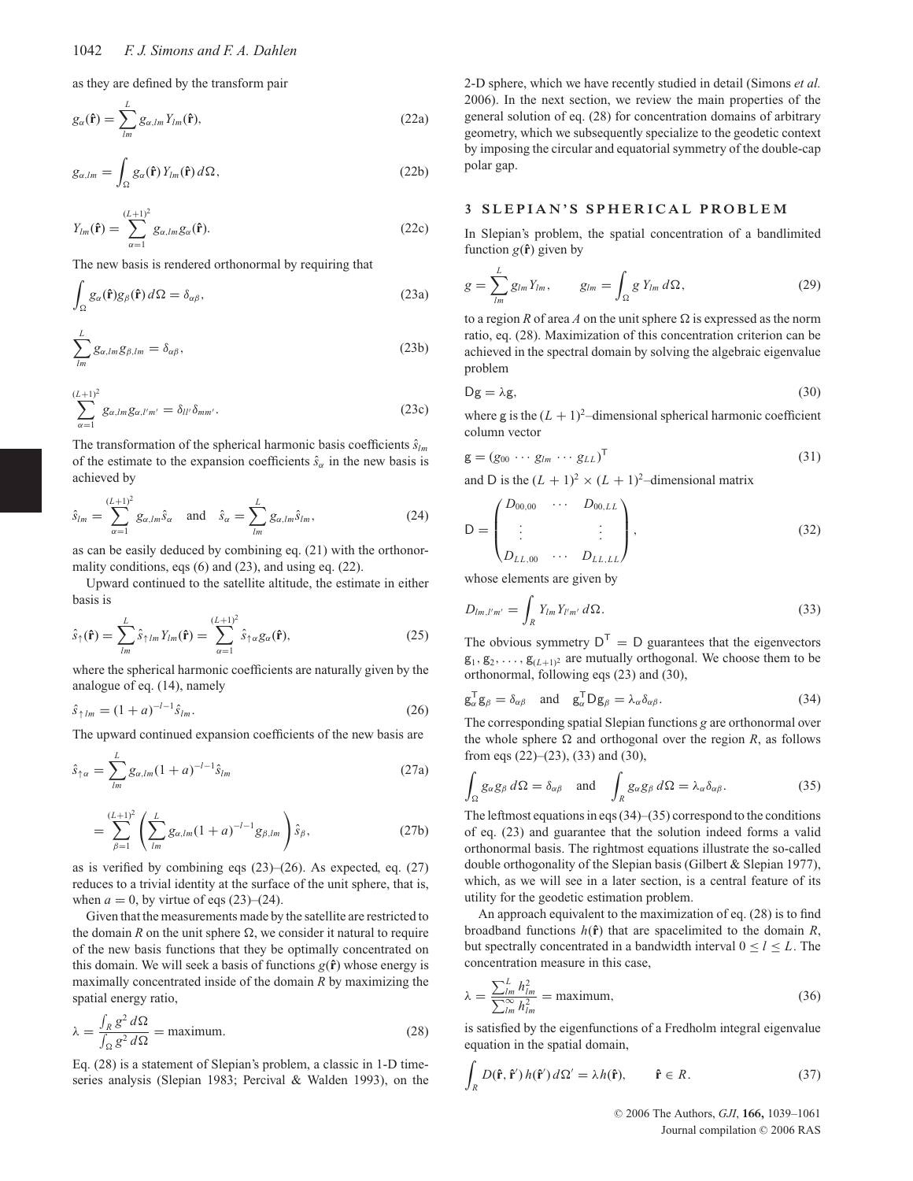as they are defined by the transform pair

$$g_\alpha(\hat{\mathbf{r}}) = \sum_{lm}^{L} g_{\alpha,lm} Y_{lm}(\hat{\mathbf{r}}), \tag{22a}$$

$$g_{\alpha,lm} = \int_\Omega g_\alpha(\hat{\mathbf{r}}) Y_{lm}(\hat{\mathbf{r}})\, d\Omega, \tag{22b}$$

$$Y_{lm}(\hat{\mathbf{r}}) = \sum_{\alpha=1}^{(L+1)^2} g_{\alpha,lm} g_\alpha(\hat{\mathbf{r}}). \tag{22c}$$

The new basis is rendered orthonormal by requiring that

$$\int_\Omega g_\alpha(\hat{\mathbf{r}}) g_\beta(\hat{\mathbf{r}})\, d\Omega = \delta_{\alpha\beta}, \tag{23a}$$

$$\sum_{lm}^{L} g_{\alpha,lm} g_{\beta,lm} = \delta_{\alpha\beta}, \tag{23b}$$

$$\sum_{\alpha=1}^{(L+1)^2} g_{\alpha,lm} g_{\alpha,l'm'} = \delta_{ll'}\delta_{mm'}. \tag{23c}$$

The transformation of the spherical harmonic basis coefficients $\hat{s}_{lm}$ of the estimate to the expansion coefficients $\hat{s}_\alpha$ in the new basis is achieved by

$$\hat{s}_{lm} = \sum_{\alpha=1}^{(L+1)^2} g_{\alpha,lm}\hat{s}_\alpha \quad \text{and} \quad \hat{s}_\alpha = \sum_{lm}^{L} g_{\alpha,lm}\hat{s}_{lm}, \tag{24}$$

as can be easily deduced by combining eq. (21) with the orthonormality conditions, eqs (6) and (23), and using eq. (22).

Upward continued to the satellite altitude, the estimate in either basis is

$$\hat{s}_\uparrow(\hat{\mathbf{r}}) = \sum_{lm}^{L} \hat{s}_{\uparrow lm} Y_{lm}(\hat{\mathbf{r}}) = \sum_{\alpha=1}^{(L+1)^2} \hat{s}_{\uparrow\alpha} g_\alpha(\hat{\mathbf{r}}), \tag{25}$$

where the spherical harmonic coefficients are naturally given by the analogue of eq. (14), namely

$$\hat{s}_{\uparrow lm} = (1+a)^{-l-1}\hat{s}_{lm}. \tag{26}$$

The upward continued expansion coefficients of the new basis are

$$\hat{s}_{\uparrow\alpha} = \sum_{lm}^{L} g_{\alpha,lm}(1+a)^{-l-1}\hat{s}_{lm} \tag{27a}$$

$$= \sum_{\beta=1}^{(L+1)^2}\left(\sum_{lm}^{L} g_{\alpha,lm}(1+a)^{-l-1} g_{\beta,lm}\right)\hat{s}_\beta, \tag{27b}$$

as is verified by combining eqs (23)–(26). As expected, eq. (27) reduces to a trivial identity at the surface of the unit sphere, that is, when $a = 0$, by virtue of eqs (23)–(24).

Given that the measurements made by the satellite are restricted to the domain $R$ on the unit sphere $\Omega$, we consider it natural to require of the new basis functions that they be optimally concentrated on this domain. We will seek a basis of functions $g(\hat{\mathbf{r}})$ whose energy is maximally concentrated inside of the domain $R$ by maximizing the spatial energy ratio,

$$\lambda = \frac{\int_R g^2\, d\Omega}{\int_\Omega g^2\, d\Omega} = \text{maximum}. \tag{28}$$

Eq. (28) is a statement of Slepian's problem, a classic in 1-D time-series analysis (Slepian 1983; Percival & Walden 1993), on the 2-D sphere, which we have recently studied in detail (Simons *et al.* 2006). In the next section, we review the main properties of the general solution of eq. (28) for concentration domains of arbitrary geometry, which we subsequently specialize to the geodetic context by imposing the circular and equatorial symmetry of the double-cap polar gap.

## 3 SLEPIAN'S SPHERICAL PROBLEM

In Slepian's problem, the spatial concentration of a bandlimited function $g(\hat{\mathbf{r}})$ given by

$$g = \sum_{lm}^{L} g_{lm} Y_{lm}, \qquad g_{lm} = \int_\Omega g\, Y_{lm}\, d\Omega, \tag{29}$$

to a region $R$ of area $A$ on the unit sphere $\Omega$ is expressed as the norm ratio, eq. (28). Maximization of this concentration criterion can be achieved in the spectral domain by solving the algebraic eigenvalue problem

$$\mathsf{D}\mathsf{g} = \lambda\mathsf{g}, \tag{30}$$

where $\mathsf{g}$ is the $(L+1)^2$–dimensional spherical harmonic coefficient column vector

$$\mathsf{g} = (g_{00}\ \cdots\ g_{lm}\ \cdots\ g_{LL})^{\mathsf{T}} \tag{31}$$

and $\mathsf{D}$ is the $(L+1)^2 \times (L+1)^2$–dimensional matrix

$$\mathsf{D} = \begin{pmatrix} D_{00,00} & \cdots & D_{00,LL} \\ \vdots & & \vdots \\ D_{LL,00} & \cdots & D_{LL,LL} \end{pmatrix}, \tag{32}$$

whose elements are given by

$$D_{lm,l'm'} = \int_R Y_{lm} Y_{l'm'}\, d\Omega. \tag{33}$$

The obvious symmetry $\mathsf{D}^{\mathsf{T}} = \mathsf{D}$ guarantees that the eigenvectors $\mathsf{g}_1, \mathsf{g}_2, \ldots, \mathsf{g}_{(L+1)^2}$ are mutually orthogonal. We choose them to be orthonormal, following eqs (23) and (30),

$$\mathsf{g}_\alpha^{\mathsf{T}}\mathsf{g}_\beta = \delta_{\alpha\beta} \quad \text{and} \quad \mathsf{g}_\alpha^{\mathsf{T}}\mathsf{D}\mathsf{g}_\beta = \lambda_\alpha\delta_{\alpha\beta}. \tag{34}$$

The corresponding spatial Slepian functions $g$ are orthonormal over the whole sphere $\Omega$ and orthogonal over the region $R$, as follows from eqs (22)–(23), (33) and (30),

$$\int_\Omega g_\alpha g_\beta\, d\Omega = \delta_{\alpha\beta} \quad \text{and} \quad \int_R g_\alpha g_\beta\, d\Omega = \lambda_\alpha\delta_{\alpha\beta}. \tag{35}$$

The leftmost equations in eqs (34)–(35) correspond to the conditions of eq. (23) and guarantee that the solution indeed forms a valid orthonormal basis. The rightmost equations illustrate the so-called double orthogonality of the Slepian basis (Gilbert & Slepian 1977), which, as we will see in a later section, is a central feature of its utility for the geodetic estimation problem.

An approach equivalent to the maximization of eq. (28) is to find broadband functions $h(\hat{\mathbf{r}})$ that are spacelimited to the domain $R$, but spectrally concentrated in a bandwidth interval $0 \le l \le L$. The concentration measure in this case,

$$\lambda = \frac{\sum_{lm}^{L} h_{lm}^2}{\sum_{lm}^{\infty} h_{lm}^2} = \text{maximum}, \tag{36}$$

is satisfied by the eigenfunctions of a Fredholm integral eigenvalue equation in the spatial domain,

$$\int_R D(\hat{\mathbf{r}}, \hat{\mathbf{r}}')\, h(\hat{\mathbf{r}}')\, d\Omega' = \lambda h(\hat{\mathbf{r}}), \qquad \hat{\mathbf{r}} \in R. \tag{37}$$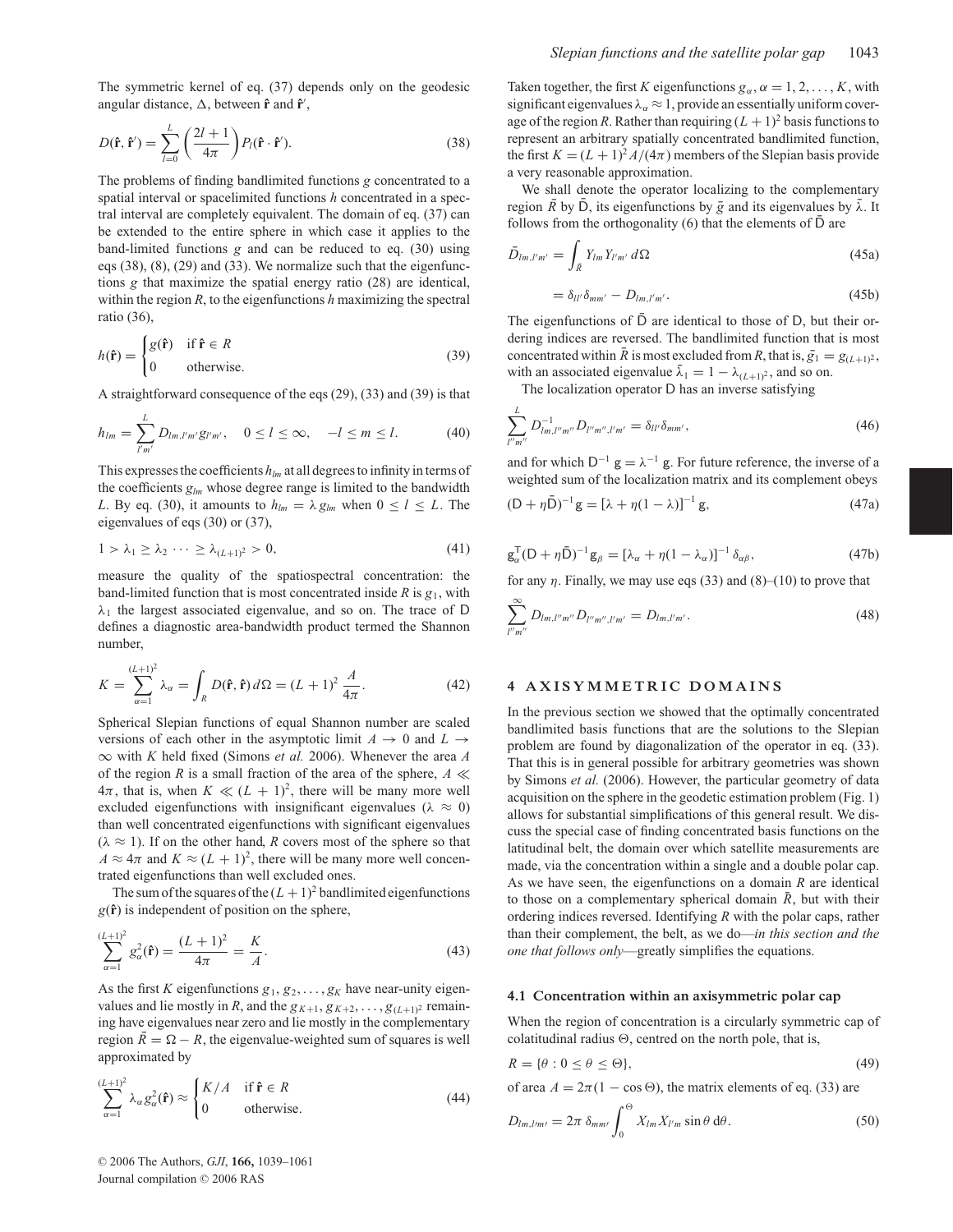The symmetric kernel of eq. (37) depends only on the geodesic angular distance, $\Delta$, between $\hat{\mathbf{r}}$ and $\hat{\mathbf{r}}'$,

$$D(\hat{\mathbf{r}}, \hat{\mathbf{r}}') = \sum_{l=0}^{L} \left(\frac{2l+1}{4\pi}\right) P_l(\hat{\mathbf{r}} \cdot \hat{\mathbf{r}}'). \tag{38}$$

The problems of finding bandlimited functions $g$ concentrated to a spatial interval or spacelimited functions $h$ concentrated in a spectral interval are completely equivalent. The domain of eq. (37) can be extended to the entire sphere in which case it applies to the band-limited functions $g$ and can be reduced to eq. (30) using eqs (38), (8), (29) and (33). We normalize such that the eigenfunctions $g$ that maximize the spatial energy ratio (28) are identical, within the region $R$, to the eigenfunctions $h$ maximizing the spectral ratio (36),

$$h(\hat{\mathbf{r}}) = \begin{cases} g(\hat{\mathbf{r}}) & \text{if } \hat{\mathbf{r}} \in R \\ 0 & \text{otherwise.} \end{cases} \tag{39}$$

A straightforward consequence of the eqs (29), (33) and (39) is that

$$h_{lm} = \sum_{l'm'}^{L} D_{lm,l'm'} g_{l'm'}, \quad 0 \le l \le \infty, \quad -l \le m \le l. \tag{40}$$

This expresses the coefficients $h_{lm}$ at all degrees to infinity in terms of the coefficients $g_{lm}$ whose degree range is limited to the bandwidth $L$. By eq. (30), it amounts to $h_{lm} = \lambda\, g_{lm}$ when $0 \le l \le L$. The eigenvalues of eqs (30) or (37),

$$1 > \lambda_1 \ge \lambda_2 \cdots \ge \lambda_{(L+1)^2} > 0, \tag{41}$$

measure the quality of the spatiospectral concentration: the band-limited function that is most concentrated inside $R$ is $g_1$, with $\lambda_1$ the largest associated eigenvalue, and so on. The trace of $\mathsf{D}$ defines a diagnostic area-bandwidth product termed the Shannon number,

$$K = \sum_{\alpha=1}^{(L+1)^2} \lambda_\alpha = \int_R D(\hat{\mathbf{r}}, \hat{\mathbf{r}})\, d\Omega = (L+1)^2 \frac{A}{4\pi}. \tag{42}$$

Spherical Slepian functions of equal Shannon number are scaled versions of each other in the asymptotic limit $A \to 0$ and $L \to \infty$ with $K$ held fixed (Simons *et al.* 2006). Whenever the area $A$ of the region $R$ is a small fraction of the area of the sphere, $A \ll 4\pi$, that is, when $K \ll (L+1)^2$, there will be many more well excluded eigenfunctions with insignificant eigenvalues ($\lambda \approx 0$) than well concentrated eigenfunctions with significant eigenvalues ($\lambda \approx 1$). If on the other hand, $R$ covers most of the sphere so that $A \approx 4\pi$ and $K \approx (L+1)^2$, there will be many more well concentrated eigenfunctions than well excluded ones.

The sum of the squares of the $(L+1)^2$ bandlimited eigenfunctions $g(\hat{\mathbf{r}})$ is independent of position on the sphere,

$$\sum_{\alpha=1}^{(L+1)^2} g_\alpha^2(\hat{\mathbf{r}}) = \frac{(L+1)^2}{4\pi} = \frac{K}{A}. \tag{43}$$

As the first $K$ eigenfunctions $g_1, g_2, \ldots, g_K$ have near-unity eigenvalues and lie mostly in $R$, and the $g_{K+1}, g_{K+2}, \ldots, g_{(L+1)^2}$ remaining have eigenvalues near zero and lie mostly in the complementary region $\bar{R} = \Omega - R$, the eigenvalue-weighted sum of squares is well approximated by

$$\sum_{\alpha=1}^{(L+1)^2} \lambda_\alpha g_\alpha^2(\hat{\mathbf{r}}) \approx \begin{cases} K/A & \text{if } \hat{\mathbf{r}} \in R \\ 0 & \text{otherwise.} \end{cases} \tag{44}$$

Taken together, the first $K$ eigenfunctions $g_\alpha, \alpha = 1, 2, \ldots, K$, with significant eigenvalues $\lambda_\alpha \approx 1$, provide an essentially uniform coverage of the region $R$. Rather than requiring $(L+1)^2$ basis functions to represent an arbitrary spatially concentrated bandlimited function, the first $K = (L+1)^2 A/(4\pi)$ members of the Slepian basis provide a very reasonable approximation.

We shall denote the operator localizing to the complementary region $\bar{R}$ by $\bar{\mathsf{D}}$, its eigenfunctions by $\bar{g}$ and its eigenvalues by $\bar{\lambda}$. It follows from the orthogonality (6) that the elements of $\bar{\mathsf{D}}$ are

$$\bar{D}_{lm,l'm'} = \int_{\bar{R}} Y_{lm} Y_{l'm'}\, d\Omega \tag{45a}$$

$$= \delta_{ll'}\delta_{mm'} - D_{lm,l'm'}. \tag{45b}$$

The eigenfunctions of $\bar{\mathsf{D}}$ are identical to those of $\mathsf{D}$, but their ordering indices are reversed. The bandlimited function that is most concentrated within $\bar{R}$ is most excluded from $R$, that is, $\bar{g}_1 = g_{(L+1)^2}$, with an associated eigenvalue $\bar{\lambda}_1 = 1 - \lambda_{(L+1)^2}$, and so on.

The localization operator $\mathsf{D}$ has an inverse satisfying

$$\sum_{l''m''}^{L} D^{-1}_{lm,l''m''} D_{l''m'',l'm'} = \delta_{ll'}\delta_{mm'}, \tag{46}$$

and for which $\mathsf{D}^{-1}\, \mathsf{g} = \lambda^{-1}\, \mathsf{g}$. For future reference, the inverse of a weighted sum of the localization matrix and its complement obeys

$$(\mathsf{D} + \eta\bar{\mathsf{D}})^{-1}\mathsf{g} = [\lambda + \eta(1-\lambda)]^{-1}\, \mathsf{g}, \tag{47a}$$

$$\mathsf{g}_\alpha^{\mathsf{T}}(\mathsf{D} + \eta\bar{\mathsf{D}})^{-1}\mathsf{g}_\beta = [\lambda_\alpha + \eta(1-\lambda_\alpha)]^{-1}\, \delta_{\alpha\beta}, \tag{47b}$$

for any $\eta$. Finally, we may use eqs (33) and (8)–(10) to prove that

$$\sum_{l''m''}^{\infty} D_{lm,l''m''} D_{l''m'',l'm'} = D_{lm,l'm'}. \tag{48}$$

## 4 AXISYMMETRIC DOMAINS

In the previous section we showed that the optimally concentrated bandlimited basis functions that are the solutions to the Slepian problem are found by diagonalization of the operator in eq. (33). That this is in general possible for arbitrary geometries was shown by Simons *et al.* (2006). However, the particular geometry of data acquisition on the sphere in the geodetic estimation problem (Fig. 1) allows for substantial simplifications of this general result. We discuss the special case of finding concentrated basis functions on the latitudinal belt, the domain over which satellite measurements are made, via the concentration within a single and a double polar cap. As we have seen, the eigenfunctions on a domain $R$ are identical to those on a complementary spherical domain $\bar{R}$, but with their ordering indices reversed. Identifying $R$ with the polar caps, rather than their complement, the belt, as we do—*in this section and the one that follows only*—greatly simplifies the equations.

### 4.1 Concentration within an axisymmetric polar cap

When the region of concentration is a circularly symmetric cap of colatitudinal radius $\Theta$, centred on the north pole, that is,

$$R = \{\theta : 0 \le \theta \le \Theta\}, \tag{49}$$

of area $A = 2\pi(1 - \cos\Theta)$, the matrix elements of eq. (33) are

$$D_{lm,l'm'} = 2\pi\, \delta_{mm'} \int_0^\Theta X_{lm} X_{l'm} \sin\theta\, d\theta. \tag{50}$$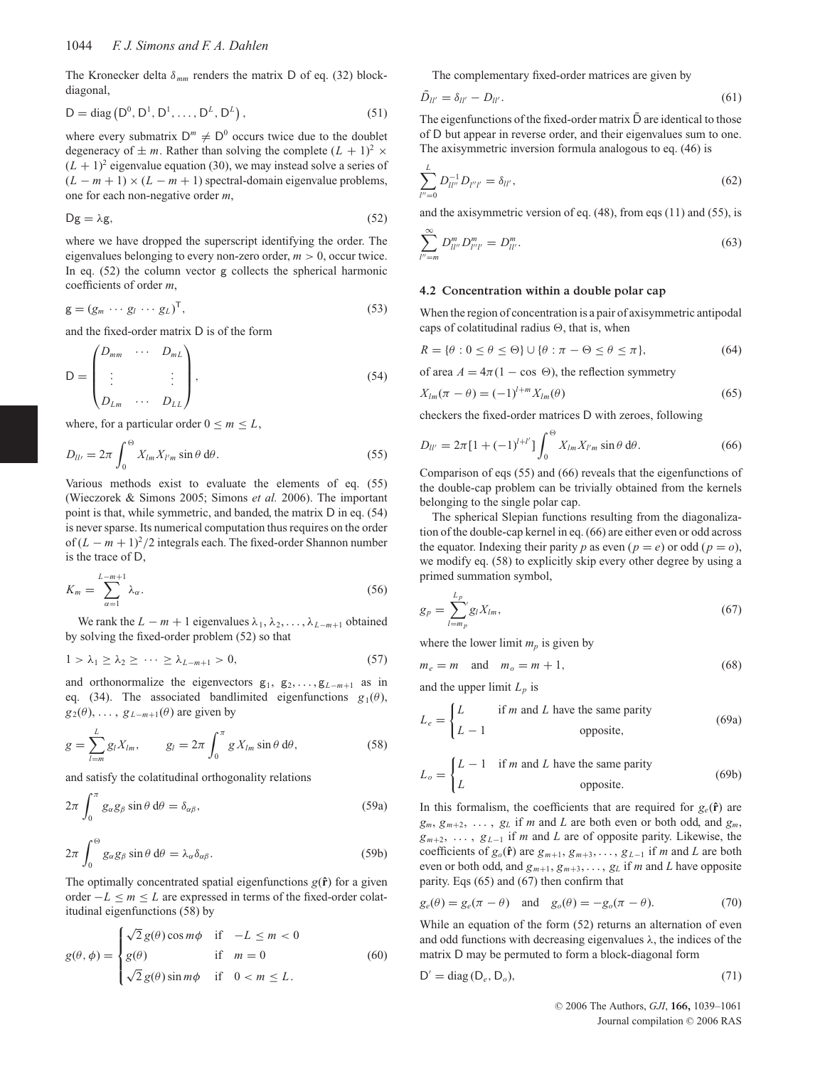The Kronecker delta $\delta_{mm}$ renders the matrix D of eq. (32) block-diagonal,

$$\mathsf{D} = \mathrm{diag}\left(\mathsf{D}^0, \mathsf{D}^1, \mathsf{D}^1, \ldots, \mathsf{D}^L, \mathsf{D}^L\right), \tag{51}$$

where every submatrix $\mathsf{D}^m \neq \mathsf{D}^0$ occurs twice due to the doublet degeneracy of $\pm m$. Rather than solving the complete $(L+1)^2 \times (L+1)^2$ eigenvalue equation (30), we may instead solve a series of $(L-m+1) \times (L-m+1)$ spectral-domain eigenvalue problems, one for each non-negative order $m$,

$$\mathsf{D}\mathsf{g} = \lambda \mathsf{g}, \tag{52}$$

where we have dropped the superscript identifying the order. The eigenvalues belonging to every non-zero order, $m > 0$, occur twice. In eq. (52) the column vector g collects the spherical harmonic coefficients of order $m$,

$$\mathsf{g} = (g_m \cdots g_l \cdots g_L)^{\mathsf{T}}, \tag{53}$$

and the fixed-order matrix D is of the form

$$\mathsf{D} = \begin{pmatrix} D_{mm} & \cdots & D_{mL} \\ \vdots & & \vdots \\ D_{Lm} & \cdots & D_{LL} \end{pmatrix}, \tag{54}$$

where, for a particular order $0 \leq m \leq L$,

$$D_{ll'} = 2\pi \int_0^{\Theta} X_{lm} X_{l'm} \sin\theta \, d\theta. \tag{55}$$

Various methods exist to evaluate the elements of eq. (55) (Wieczorek & Simons 2005; Simons *et al.* 2006). The important point is that, while symmetric, and banded, the matrix D in eq. (54) is never sparse. Its numerical computation thus requires on the order of $(L-m+1)^2/2$ integrals each. The fixed-order Shannon number is the trace of D,

$$K_m = \sum_{\alpha=1}^{L-m+1} \lambda_\alpha. \tag{56}$$

We rank the $L-m+1$ eigenvalues $\lambda_1, \lambda_2, \ldots, \lambda_{L-m+1}$ obtained by solving the fixed-order problem (52) so that

$$1 > \lambda_1 \geq \lambda_2 \geq \cdots \geq \lambda_{L-m+1} > 0, \tag{57}$$

and orthonormalize the eigenvectors $\mathsf{g}_1, \mathsf{g}_2, \ldots, \mathsf{g}_{L-m+1}$ as in eq. (34). The associated bandlimited eigenfunctions $g_1(\theta)$, $g_2(\theta), \ldots, g_{L-m+1}(\theta)$ are given by

$$g = \sum_{l=m}^{L} g_l X_{lm}, \qquad g_l = 2\pi \int_0^{\pi} g X_{lm} \sin\theta \, d\theta, \tag{58}$$

and satisfy the colatitudinal orthogonality relations

$$2\pi \int_0^{\pi} g_\alpha g_\beta \sin\theta \, d\theta = \delta_{\alpha\beta}, \tag{59a}$$

$$2\pi \int_0^{\Theta} g_\alpha g_\beta \sin\theta \, d\theta = \lambda_\alpha \delta_{\alpha\beta}. \tag{59b}$$

The optimally concentrated spatial eigenfunctions $g(\hat{\mathbf{r}})$ for a given order $-L \leq m \leq L$ are expressed in terms of the fixed-order colatitudinal eigenfunctions (58) by

$$g(\theta, \phi) = \begin{cases} \sqrt{2}\, g(\theta) \cos m\phi & \text{if} \quad -L \leq m < 0 \\ g(\theta) & \text{if} \quad m = 0 \\ \sqrt{2}\, g(\theta) \sin m\phi & \text{if} \quad 0 < m \leq L. \end{cases} \tag{60}$$

The complementary fixed-order matrices are given by

$$\bar{D}_{ll'} = \delta_{ll'} - D_{ll'}. \tag{61}$$

The eigenfunctions of the fixed-order matrix $\bar{\mathsf{D}}$ are identical to those of D but appear in reverse order, and their eigenvalues sum to one. The axisymmetric inversion formula analogous to eq. (46) is

$$\sum_{l''=0}^{L} D_{ll''}^{-1} D_{l''l'} = \delta_{ll'}, \tag{62}$$

and the axisymmetric version of eq. (48), from eqs (11) and (55), is

$$\sum_{l''=m}^{\infty} D_{ll''}^{m} D_{l''l'}^{m} = D_{ll'}^{m}. \tag{63}$$

### 4.2 Concentration within a double polar cap

When the region of concentration is a pair of axisymmetric antipodal caps of colatitudinal radius $\Theta$, that is, when

$$R = \{\theta : 0 \leq \theta \leq \Theta\} \cup \{\theta : \pi - \Theta \leq \theta \leq \pi\}, \tag{64}$$

of area $A = 4\pi(1 - \cos\Theta)$, the reflection symmetry

$$X_{lm}(\pi - \theta) = (-1)^{l+m} X_{lm}(\theta) \tag{65}$$

checkers the fixed-order matrices D with zeroes, following

$$D_{ll'} = 2\pi[1 + (-1)^{l+l'}] \int_0^{\Theta} X_{lm} X_{l'm} \sin\theta \, d\theta. \tag{66}$$

Comparison of eqs (55) and (66) reveals that the eigenfunctions of the double-cap problem can be trivially obtained from the kernels belonging to the single polar cap.

The spherical Slepian functions resulting from the diagonalization of the double-cap kernel in eq. (66) are either even or odd across the equator. Indexing their parity $p$ as even ($p = e$) or odd ($p = o$), we modify eq. (58) to explicitly skip every other degree by using a primed summation symbol,

$$g_p = \sum_{l=m_p}^{L_p}{}' g_l X_{lm}, \tag{67}$$

where the lower limit $m_p$ is given by

$$m_e = m \quad \text{and} \quad m_o = m + 1, \tag{68}$$

and the upper limit $L_p$ is

$$L_e = \begin{cases} L & \text{if } m \text{ and } L \text{ have the same parity} \\ L - 1 & \text{opposite,} \end{cases} \tag{69a}$$

$$L_o = \begin{cases} L - 1 & \text{if } m \text{ and } L \text{ have the same parity} \\ L & \text{opposite.} \end{cases} \tag{69b}$$

In this formalism, the coefficients that are required for $g_e(\hat{\mathbf{r}})$ are $g_m, g_{m+2}, \ldots, g_L$ if $m$ and $L$ are both even or both odd, and $g_m, g_{m+2}, \ldots, g_{L-1}$ if $m$ and $L$ are of opposite parity. Likewise, the coefficients of $g_o(\hat{\mathbf{r}})$ are $g_{m+1}, g_{m+3}, \ldots, g_{L-1}$ if $m$ and $L$ are both even or both odd, and $g_{m+1}, g_{m+3}, \ldots, g_L$ if $m$ and $L$ have opposite parity. Eqs (65) and (67) then confirm that

$$g_e(\theta) = g_e(\pi - \theta) \quad \text{and} \quad g_o(\theta) = -g_o(\pi - \theta). \tag{70}$$

While an equation of the form (52) returns an alternation of even and odd functions with decreasing eigenvalues $\lambda$, the indices of the matrix D may be permuted to form a block-diagonal form

$$\mathsf{D}' = \mathrm{diag}\left(\mathsf{D}_e, \mathsf{D}_o\right), \tag{71}$$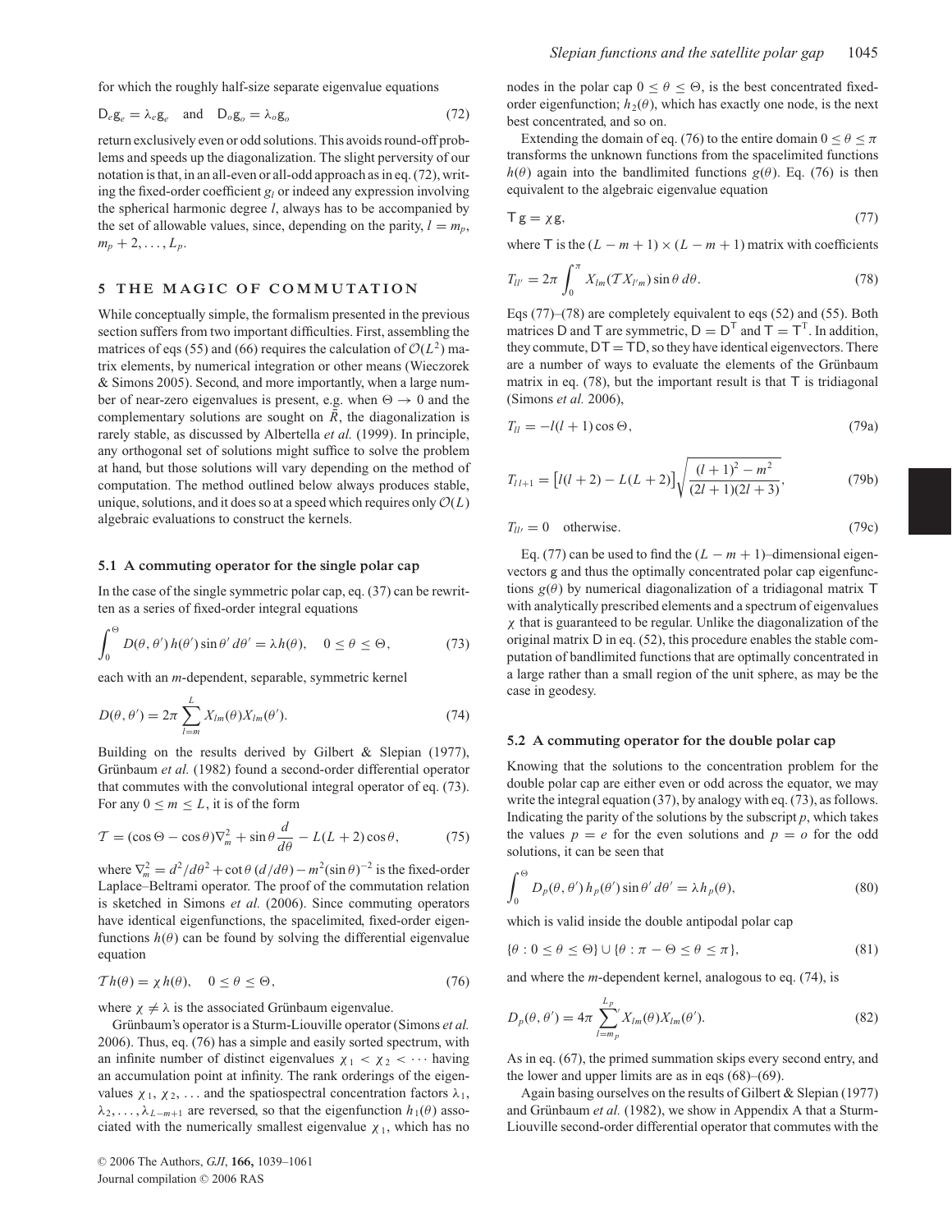for which the roughly half-size separate eigenvalue equations

$$\mathsf{D}_e\mathsf{g}_e = \lambda_e\mathsf{g}_e \quad \text{and} \quad \mathsf{D}_o\mathsf{g}_o = \lambda_o\mathsf{g}_o \tag{72}$$

return exclusively even or odd solutions. This avoids round-off problems and speeds up the diagonalization. The slight perversity of our notation is that, in an all-even or all-odd approach as in eq. (72), writing the fixed-order coefficient $g_l$ or indeed any expression involving the spherical harmonic degree $l$, always has to be accompanied by the set of allowable values, since, depending on the parity, $l = m_p, m_p + 2, \ldots, L_p$.

## 5 THE MAGIC OF COMMUTATION

While conceptually simple, the formalism presented in the previous section suffers from two important difficulties. First, assembling the matrices of eqs (55) and (66) requires the calculation of $\mathcal{O}(L^2)$ matrix elements, by numerical integration or other means (Wieczorek & Simons 2005). Second, and more importantly, when a large number of near-zero eigenvalues is present, e.g. when $\Theta \to 0$ and the complementary solutions are sought on $\bar{R}$, the diagonalization is rarely stable, as discussed by Albertella *et al.* (1999). In principle, any orthogonal set of solutions might suffice to solve the problem at hand, but those solutions will vary depending on the method of computation. The method outlined below always produces stable, unique, solutions, and it does so at a speed which requires only $\mathcal{O}(L)$ algebraic evaluations to construct the kernels.

### 5.1 A commuting operator for the single polar cap

In the case of the single symmetric polar cap, eq. (37) can be rewritten as a series of fixed-order integral equations

$$\int_0^\Theta D(\theta,\theta')\,h(\theta')\sin\theta'\,d\theta' = \lambda h(\theta), \quad 0 \le \theta \le \Theta, \tag{73}$$

each with an $m$-dependent, separable, symmetric kernel

$$D(\theta,\theta') = 2\pi \sum_{l=m}^{L} X_{lm}(\theta) X_{lm}(\theta'). \tag{74}$$

Building on the results derived by Gilbert & Slepian (1977), Grünbaum *et al.* (1982) found a second-order differential operator that commutes with the convolutional integral operator of eq. (73). For any $0 \le m \le L$, it is of the form

$$\mathcal{T} = (\cos\Theta - \cos\theta)\nabla_m^2 + \sin\theta \frac{d}{d\theta} - L(L+2)\cos\theta, \tag{75}$$

where $\nabla_m^2 = d^2/d\theta^2 + \cot\theta\,(d/d\theta) - m^2(\sin\theta)^{-2}$ is the fixed-order Laplace–Beltrami operator. The proof of the commutation relation is sketched in Simons *et al.* (2006). Since commuting operators have identical eigenfunctions, the spacelimited, fixed-order eigenfunctions $h(\theta)$ can be found by solving the differential eigenvalue equation

$$\mathcal{T} h(\theta) = \chi\, h(\theta), \quad 0 \le \theta \le \Theta, \tag{76}$$

where $\chi \neq \lambda$ is the associated Grünbaum eigenvalue.

Grünbaum's operator is a Sturm-Liouville operator (Simons *et al.* 2006). Thus, eq. (76) has a simple and easily sorted spectrum, with an infinite number of distinct eigenvalues $\chi_1 < \chi_2 < \cdots$ having an accumulation point at infinity. The rank orderings of the eigenvalues $\chi_1, \chi_2, \ldots$ and the spatiospectral concentration factors $\lambda_1, \lambda_2, \ldots, \lambda_{L-m+1}$ are reversed, so that the eigenfunction $h_1(\theta)$ associated with the numerically smallest eigenvalue $\chi_1$, which has no nodes in the polar cap $0 \le \theta \le \Theta$, is the best concentrated fixed-order eigenfunction; $h_2(\theta)$, which has exactly one node, is the next best concentrated, and so on.

Extending the domain of eq. (76) to the entire domain $0 \le \theta \le \pi$ transforms the unknown functions from the spacelimited functions $h(\theta)$ again into the bandlimited functions $g(\theta)$. Eq. (76) is then equivalent to the algebraic eigenvalue equation

$$\mathsf{T}\,\mathsf{g} = \chi\,\mathsf{g}, \tag{77}$$

where $\mathsf{T}$ is the $(L-m+1)\times(L-m+1)$ matrix with coefficients

$$T_{ll'} = 2\pi \int_0^\pi X_{lm}(\mathcal{T} X_{l'm})\sin\theta\,d\theta. \tag{78}$$

Eqs (77)–(78) are completely equivalent to eqs (52) and (55). Both matrices $\mathsf{D}$ and $\mathsf{T}$ are symmetric, $\mathsf{D} = \mathsf{D}^{\mathsf{T}}$ and $\mathsf{T} = \mathsf{T}^{\mathsf{T}}$. In addition, they commute, $\mathsf{DT} = \mathsf{TD}$, so they have identical eigenvectors. There are a number of ways to evaluate the elements of the Grünbaum matrix in eq. (78), but the important result is that $\mathsf{T}$ is tridiagonal (Simons *et al.* 2006),

$$T_{ll} = -l(l+1)\cos\Theta, \tag{79a}$$

$$T_{l\,l+1} = \left[l(l+2) - L(L+2)\right]\sqrt{\frac{(l+1)^2 - m^2}{(2l+1)(2l+3)}}, \tag{79b}$$

$$T_{ll'} = 0 \quad \text{otherwise}. \tag{79c}$$

Eq. (77) can be used to find the $(L-m+1)$–dimensional eigenvectors $\mathsf{g}$ and thus the optimally concentrated polar cap eigenfunctions $g(\theta)$ by numerical diagonalization of a tridiagonal matrix $\mathsf{T}$ with analytically prescribed elements and a spectrum of eigenvalues $\chi$ that is guaranteed to be regular. Unlike the diagonalization of the original matrix $\mathsf{D}$ in eq. (52), this procedure enables the stable computation of bandlimited functions that are optimally concentrated in a large rather than a small region of the unit sphere, as may be the case in geodesy.

### 5.2 A commuting operator for the double polar cap

Knowing that the solutions to the concentration problem for the double polar cap are either even or odd across the equator, we may write the integral equation (37), by analogy with eq. (73), as follows. Indicating the parity of the solutions by the subscript $p$, which takes the values $p = e$ for the even solutions and $p = o$ for the odd solutions, it can be seen that

$$\int_0^\Theta D_p(\theta,\theta')\,h_p(\theta')\sin\theta'\,d\theta' = \lambda h_p(\theta), \tag{80}$$

which is valid inside the double antipodal polar cap

$$\{\theta : 0 \le \theta \le \Theta\} \cup \{\theta : \pi - \Theta \le \theta \le \pi\}, \tag{81}$$

and where the $m$-dependent kernel, analogous to eq. (74), is

$$D_p(\theta,\theta') = 4\pi \sum_{l=m_p}^{L_p}{}' X_{lm}(\theta) X_{lm}(\theta'). \tag{82}$$

As in eq. (67), the primed summation skips every second entry, and the lower and upper limits are as in eqs (68)–(69).

Again basing ourselves on the results of Gilbert & Slepian (1977) and Grünbaum *et al.* (1982), we show in Appendix A that a Sturm-Liouville second-order differential operator that commutes with the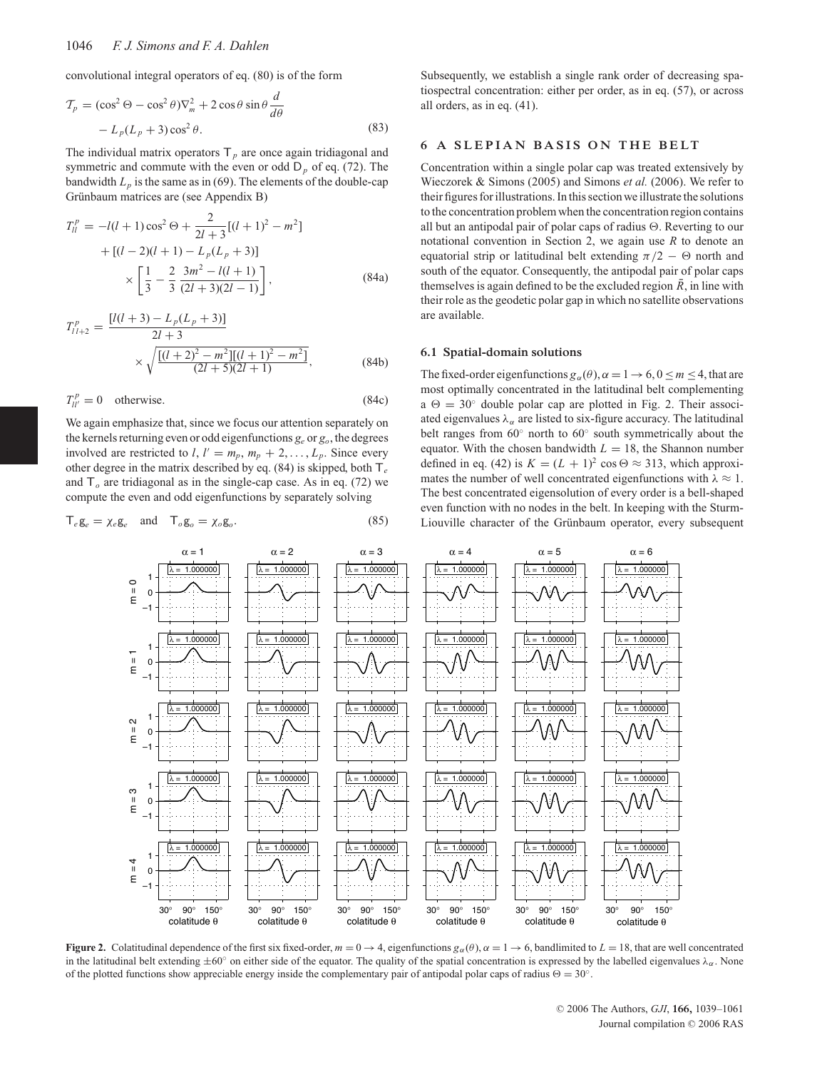convolutional integral operators of eq. (80) is of the form

$$\mathcal{T}_p = (\cos^2\Theta - \cos^2\theta)\nabla_m^2 + 2\cos\theta\sin\theta\frac{d}{d\theta} - L_p(L_p+3)\cos^2\theta. \tag{83}$$

The individual matrix operators $\mathsf{T}_p$ are once again tridiagonal and symmetric and commute with the even or odd $\mathsf{D}_p$ of eq. (72). The bandwidth $L_p$ is the same as in (69). The elements of the double-cap Grünbaum matrices are (see Appendix B)

$$T_{ll}^p = -l(l+1)\cos^2\Theta + \frac{2}{2l+3}[(l+1)^2 - m^2] + [(l-2)(l+1) - L_p(L_p+3)] \times \left[\frac{1}{3} - \frac{2}{3}\frac{3m^2 - l(l+1)}{(2l+3)(2l-1)}\right], \tag{84a}$$

$$T_{l\,l+2}^p = \frac{[l(l+3) - L_p(L_p+3)]}{2l+3} \times \sqrt{\frac{[(l+2)^2 - m^2][(l+1)^2 - m^2]}{(2l+5)(2l+1)}}, \tag{84b}$$

$$T_{ll'}^p = 0 \quad \text{otherwise.} \tag{84c}$$

We again emphasize that, since we focus our attention separately on the kernels returning even or odd eigenfunctions $g_e$ or $g_o$, the degrees involved are restricted to $l, l' = m_p, m_p+2, \ldots, L_p$. Since every other degree in the matrix described by eq. (84) is skipped, both $\mathsf{T}_e$ and $\mathsf{T}_o$ are tridiagonal as in the single-cap case. As in eq. (72) we compute the even and odd eigenfunctions by separately solving

$$\mathsf{T}_e\mathsf{g}_e = \chi_e\mathsf{g}_e \quad \text{and} \quad \mathsf{T}_o\mathsf{g}_o = \chi_o\mathsf{g}_o. \tag{85}$$

Subsequently, we establish a single rank order of decreasing spatiospectral concentration: either per order, as in eq. (57), or across all orders, as in eq. (41).

## 6 A SLEPIAN BASIS ON THE BELT

Concentration within a single polar cap was treated extensively by Wieczorek & Simons (2005) and Simons *et al.* (2006). We refer to their figures for illustrations. In this section we illustrate the solutions to the concentration problem when the concentration region contains all but an antipodal pair of polar caps of radius $\Theta$. Reverting to our notational convention in Section 2, we again use $R$ to denote an equatorial strip or latitudinal belt extending $\pi/2 - \Theta$ north and south of the equator. Consequently, the antipodal pair of polar caps themselves is again defined to be the excluded region $\bar{R}$, in line with their role as the geodetic polar gap in which no satellite observations are available.

### 6.1 Spatial-domain solutions

The fixed-order eigenfunctions $g_\alpha(\theta), \alpha = 1 \to 6, 0 \le m \le 4$, that are most optimally concentrated in the latitudinal belt complementing a $\Theta = 30°$ double polar cap are plotted in Fig. 2. Their associated eigenvalues $\lambda_\alpha$ are listed to six-figure accuracy. The latitudinal belt ranges from 60° north to 60° south symmetrically about the equator. With the chosen bandwidth $L = 18$, the Shannon number defined in eq. (42) is $K = (L+1)^2\cos\Theta \approx 313$, which approximates the number of well concentrated eigenfunctions with $\lambda \approx 1$. The best concentrated eigensolution of every order is a bell-shaped even function with no nodes in the belt. In keeping with the Sturm-Liouville character of the Grünbaum operator, every subsequent

**Figure 2.** Colatitudinal dependence of the first six fixed-order, $m = 0 \to 4$, eigenfunctions $g_\alpha(\theta), \alpha = 1 \to 6$, bandlimited to $L = 18$, that are well concentrated in the latitudinal belt extending ±60° on either side of the equator. The quality of the spatial concentration is expressed by the labelled eigenvalues $\lambda_\alpha$. None of the plotted functions show appreciable energy inside the complementary pair of antipodal polar caps of radius $\Theta = 30°$.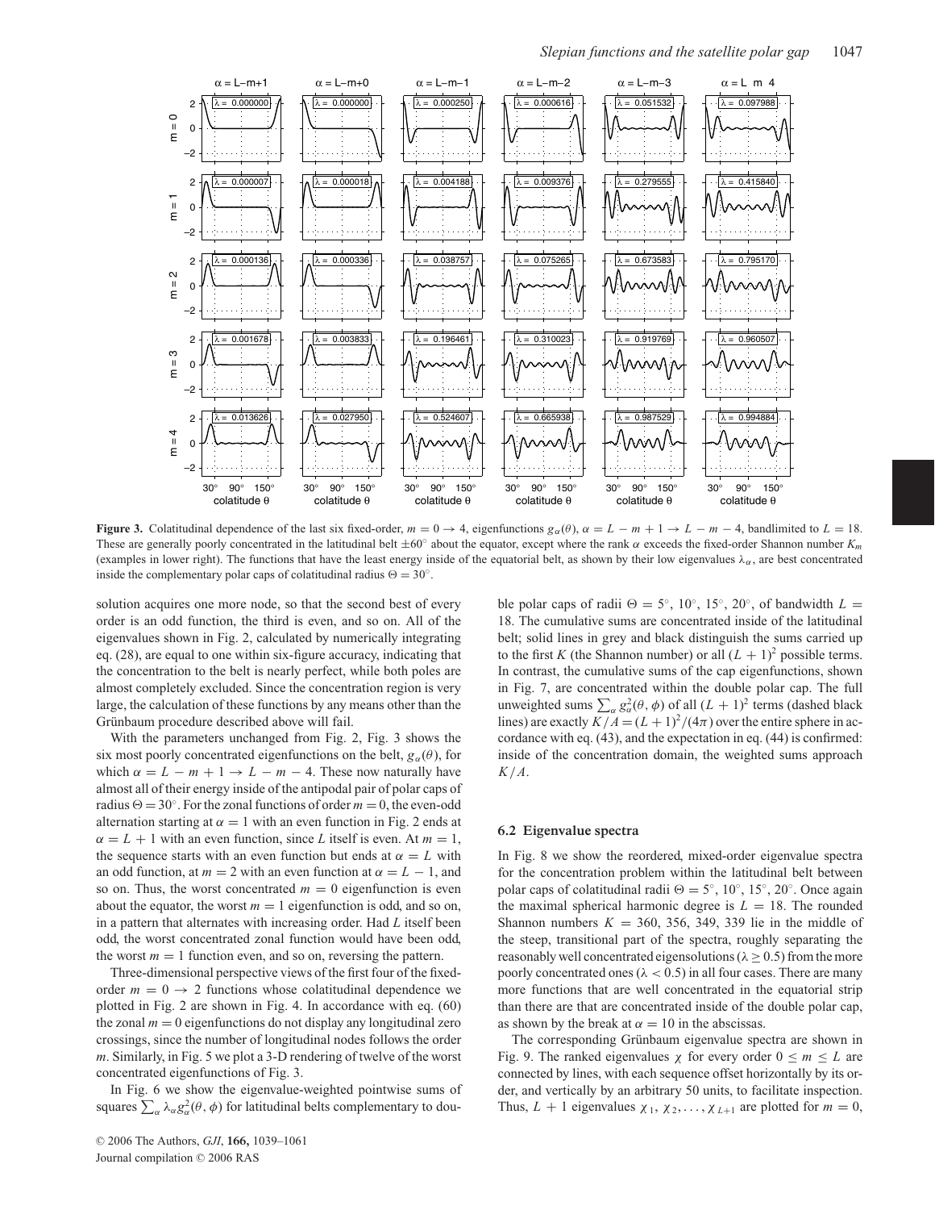**Figure 3.** Colatitudinal dependence of the last six fixed-order, $m = 0 \rightarrow 4$, eigenfunctions $g_\alpha(\theta)$, $\alpha = L - m + 1 \rightarrow L - m - 4$, bandlimited to $L = 18$. These are generally poorly concentrated in the latitudinal belt $\pm 60^\circ$ about the equator, except where the rank $\alpha$ exceeds the fixed-order Shannon number $K_m$ (examples in lower right). The functions that have the least energy inside of the equatorial belt, as shown by their low eigenvalues $\lambda_\alpha$, are best concentrated inside the complementary polar caps of colatitudinal radius $\Theta = 30^\circ$.

solution acquires one more node, so that the second best of every order is an odd function, the third is even, and so on. All of the eigenvalues shown in Fig. 2, calculated by numerically integrating eq. (28), are equal to one within six-figure accuracy, indicating that the concentration to the belt is nearly perfect, while both poles are almost completely excluded. Since the concentration region is very large, the calculation of these functions by any means other than the Grünbaum procedure described above will fail.

With the parameters unchanged from Fig. 2, Fig. 3 shows the six most poorly concentrated eigenfunctions on the belt, $g_\alpha(\theta)$, for which $\alpha = L - m + 1 \rightarrow L - m - 4$. These now naturally have almost all of their energy inside of the antipodal pair of polar caps of radius $\Theta = 30^\circ$. For the zonal functions of order $m = 0$, the even-odd alternation starting at $\alpha = 1$ with an even function in Fig. 2 ends at $\alpha = L + 1$ with an even function, since $L$ itself is even. At $m = 1$, the sequence starts with an even function but ends at $\alpha = L$ with an odd function, at $m = 2$ with an even function at $\alpha = L - 1$, and so on. Thus, the worst concentrated $m = 0$ eigenfunction is even about the equator, the worst $m = 1$ eigenfunction is odd, and so on, in a pattern that alternates with increasing order. Had $L$ itself been odd, the worst concentrated zonal function would have been odd, the worst $m = 1$ function even, and so on, reversing the pattern.

Three-dimensional perspective views of the first four of the fixed-order $m = 0 \rightarrow 2$ functions whose colatitudinal dependence we plotted in Fig. 2 are shown in Fig. 4. In accordance with eq. (60) the zonal $m = 0$ eigenfunctions do not display any longitudinal zero crossings, since the number of longitudinal nodes follows the order $m$. Similarly, in Fig. 5 we plot a 3-D rendering of twelve of the worst concentrated eigenfunctions of Fig. 3.

In Fig. 6 we show the eigenvalue-weighted pointwise sums of squares $\sum_\alpha \lambda_\alpha g_\alpha^2(\theta, \phi)$ for latitudinal belts complementary to double polar caps of radii $\Theta = 5^\circ$, $10^\circ$, $15^\circ$, $20^\circ$, of bandwidth $L = 18$. The cumulative sums are concentrated inside of the latitudinal belt; solid lines in grey and black distinguish the sums carried up to the first $K$ (the Shannon number) or all $(L + 1)^2$ possible terms. In contrast, the cumulative sums of the cap eigenfunctions, shown in Fig. 7, are concentrated within the double polar cap. The full unweighted sums $\sum_\alpha g_\alpha^2(\theta, \phi)$ of all $(L + 1)^2$ terms (dashed black lines) are exactly $K/A = (L + 1)^2/(4\pi)$ over the entire sphere in accordance with eq. (43), and the expectation in eq. (44) is confirmed: inside of the concentration domain, the weighted sums approach $K/A$.

### 6.2 Eigenvalue spectra

In Fig. 8 we show the reordered, mixed-order eigenvalue spectra for the concentration problem within the latitudinal belt between polar caps of colatitudinal radii $\Theta = 5^\circ$, $10^\circ$, $15^\circ$, $20^\circ$. Once again the maximal spherical harmonic degree is $L = 18$. The rounded Shannon numbers $K = 360$, $356$, $349$, $339$ lie in the middle of the steep, transitional part of the spectra, roughly separating the reasonably well concentrated eigensolutions ($\lambda \geq 0.5$) from the more poorly concentrated ones ($\lambda < 0.5$) in all four cases. There are many more functions that are well concentrated in the equatorial strip than there are that are concentrated inside of the double polar cap, as shown by the break at $\alpha = 10$ in the abscissas.

The corresponding Grünbaum eigenvalue spectra are shown in Fig. 9. The ranked eigenvalues $\chi$ for every order $0 \leq m \leq L$ are connected by lines, with each sequence offset horizontally by its order, and vertically by an arbitrary 50 units, to facilitate inspection. Thus, $L + 1$ eigenvalues $\chi_1, \chi_2, \ldots, \chi_{L+1}$ are plotted for $m = 0$,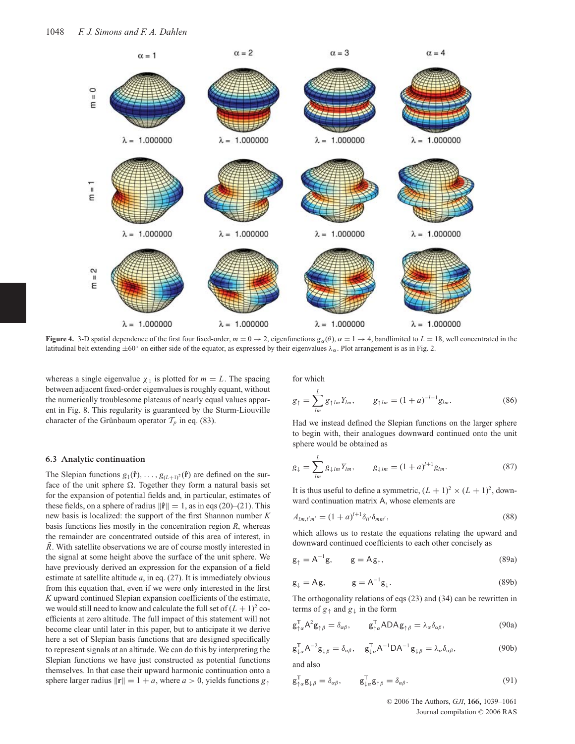**Figure 4.** 3-D spatial dependence of the first four fixed-order, $m = 0 \to 2$, eigenfunctions $g_\alpha(\theta)$, $\alpha = 1 \to 4$, bandlimited to $L = 18$, well concentrated in the latitudinal belt extending $\pm 60°$ on either side of the equator, as expressed by their eigenvalues $\lambda_\alpha$. Plot arrangement is as in Fig. 2.

whereas a single eigenvalue $\chi_1$ is plotted for $m = L$. The spacing between adjacent fixed-order eigenvalues is roughly equant, without the numerically troublesome plateaus of nearly equal values apparent in Fig. 8. This regularity is guaranteed by the Sturm-Liouville character of the Grünbaum operator $\mathcal{T}_p$ in eq. (83).

### 6.3 Analytic continuation

The Slepian functions $g_1(\hat{\mathbf{r}}), \ldots, g_{(L+1)^2}(\hat{\mathbf{r}})$ are defined on the surface of the unit sphere $\Omega$. Together they form a natural basis set for the expansion of potential fields and, in particular, estimates of these fields, on a sphere of radius $\|\hat{\mathbf{r}}\| = 1$, as in eqs (20)–(21). This new basis is localized: the support of the first Shannon number $K$ basis functions lies mostly in the concentration region $R$, whereas the remainder are concentrated outside of this area of interest, in $\bar{R}$. With satellite observations we are of course mostly interested in the signal at some height above the surface of the unit sphere. We have previously derived an expression for the expansion of a field estimate at satellite altitude $a$, in eq. (27). It is immediately obvious from this equation that, even if we were only interested in the first $K$ upward continued Slepian expansion coefficients of the estimate, we would still need to know and calculate the full set of $(L+1)^2$ coefficients at zero altitude. The full impact of this statement will not become clear until later in this paper, but to anticipate it we derive here a set of Slepian basis functions that are designed specifically to represent signals at an altitude. We can do this by interpreting the Slepian functions we have just constructed as potential functions themselves. In that case their upward harmonic continuation onto a sphere larger radius $\|\mathbf{r}\| = 1 + a$, where $a > 0$, yields functions $g_\uparrow$ for which

$$g_\uparrow = \sum_{lm}^{L} g_{\uparrow lm} Y_{lm}, \qquad g_{\uparrow lm} = (1+a)^{-l-1} g_{lm}. \tag{86}$$

Had we instead defined the Slepian functions on the larger sphere to begin with, their analogues downward continued onto the unit sphere would be obtained as

$$g_\downarrow = \sum_{lm}^{L} g_{\downarrow lm} Y_{lm}, \qquad g_{\downarrow lm} = (1+a)^{l+1} g_{lm}. \tag{87}$$

It is thus useful to define a symmetric, $(L+1)^2 \times (L+1)^2$, downward continuation matrix $\mathsf{A}$, whose elements are

$$A_{lm,l'm'} = (1+a)^{l+1} \delta_{ll'} \delta_{mm'}, \tag{88}$$

which allows us to restate the equations relating the upward and downward continued coefficients to each other concisely as

$$\mathsf{g}_\uparrow = \mathsf{A}^{-1}\mathsf{g}, \qquad \mathsf{g} = \mathsf{A}\mathsf{g}_\uparrow, \tag{89a}$$

$$\mathsf{g}_\downarrow = \mathsf{A}\mathsf{g}, \qquad \mathsf{g} = \mathsf{A}^{-1}\mathsf{g}_\downarrow. \tag{89b}$$

The orthogonality relations of eqs (23) and (34) can be rewritten in terms of $g_\uparrow$ and $g_\downarrow$ in the form

$$\mathsf{g}_{\uparrow\alpha}^{\mathsf{T}} \mathsf{A}^2 \mathsf{g}_{\uparrow\beta} = \delta_{\alpha\beta}, \qquad \mathsf{g}_{\uparrow\alpha}^{\mathsf{T}} \mathsf{A}\mathsf{D}\mathsf{A}\, \mathsf{g}_{\uparrow\beta} = \lambda_\alpha \delta_{\alpha\beta}, \tag{90a}$$

$$\mathsf{g}_{\downarrow\alpha}^{\mathsf{T}} \mathsf{A}^{-2} \mathsf{g}_{\downarrow\beta} = \delta_{\alpha\beta}, \qquad \mathsf{g}_{\downarrow\alpha}^{\mathsf{T}} \mathsf{A}^{-1}\mathsf{D}\mathsf{A}^{-1} \mathsf{g}_{\downarrow\beta} = \lambda_\alpha \delta_{\alpha\beta}, \tag{90b}$$

and also

$$\mathsf{g}_{\uparrow\alpha}^{\mathsf{T}} \mathsf{g}_{\downarrow\beta} = \delta_{\alpha\beta}, \qquad \mathsf{g}_{\downarrow\alpha}^{\mathsf{T}} \mathsf{g}_{\uparrow\beta} = \delta_{\alpha\beta}. \tag{91}$$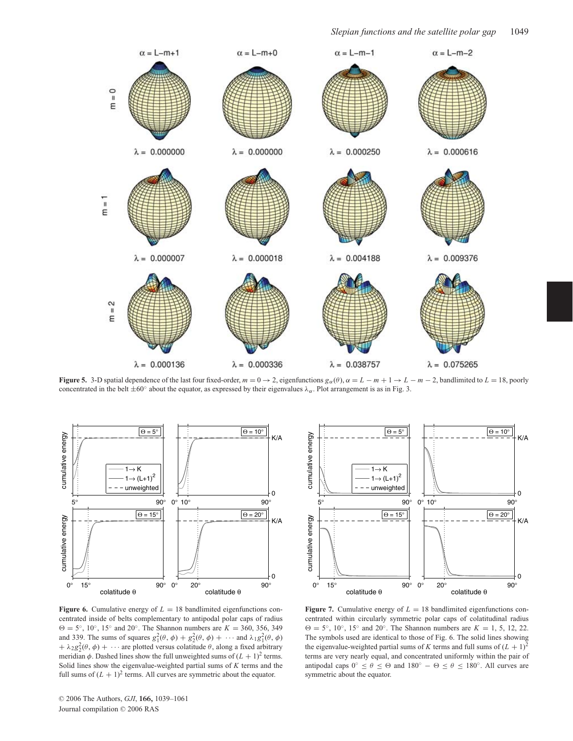**Figure 5.** 3-D spatial dependence of the last four fixed-order, $m = 0 \rightarrow 2$, eigenfunctions $g_\alpha(\theta)$, $\alpha = L - m + 1 \rightarrow L - m - 2$, bandlimited to $L = 18$, poorly concentrated in the belt $\pm 60°$ about the equator, as expressed by their eigenvalues $\lambda_\alpha$. Plot arrangement is as in Fig. 3.

**Figure 6.** Cumulative energy of $L = 18$ bandlimited eigenfunctions concentrated inside of belts complementary to antipodal polar caps of radius $\Theta = 5°$, $10°$, $15°$ and $20°$. The Shannon numbers are $K = 360$, 356, 349 and 339. The sums of squares $g_1^2(\theta, \phi) + g_2^2(\theta, \phi) + \cdots$ and $\lambda_1 g_1^2(\theta, \phi) + \lambda_2 g_2^2(\theta, \phi) + \cdots$ are plotted versus colatitude $\theta$, along a fixed arbitrary meridian $\phi$. Dashed lines show the full unweighted sums of $(L + 1)^2$ terms. Solid lines show the eigenvalue-weighted partial sums of $K$ terms and the full sums of $(L + 1)^2$ terms. All curves are symmetric about the equator.

**Figure 7.** Cumulative energy of $L = 18$ bandlimited eigenfunctions concentrated within circularly symmetric polar caps of colatitudinal radius $\Theta = 5°$, $10°$, $15°$ and $20°$. The Shannon numbers are $K = 1$, 5, 12, 22. The symbols used are identical to those of Fig. 6. The solid lines showing the eigenvalue-weighted partial sums of $K$ terms and full sums of $(L + 1)^2$ terms are very nearly equal, and concentrated uniformly within the pair of antipodal caps $0° \leq \theta \leq \Theta$ and $180° - \Theta \leq \theta \leq 180°$. All curves are symmetric about the equator.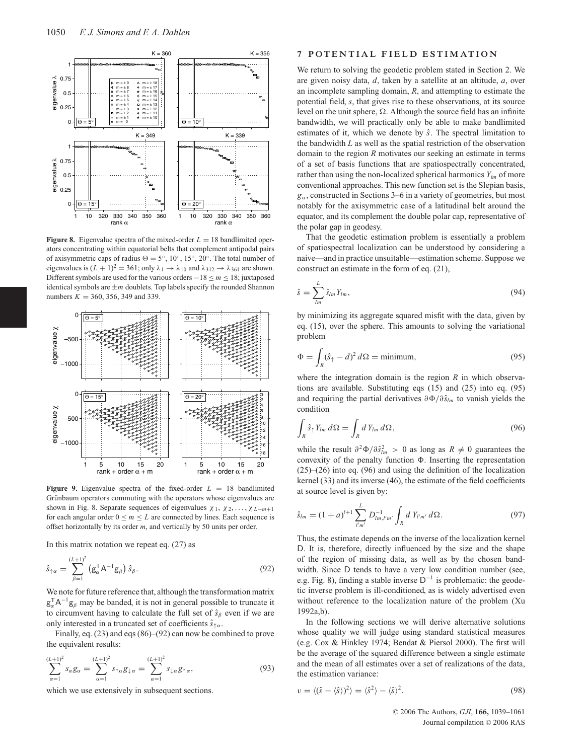**Figure 8.** Eigenvalue spectra of the mixed-order $L = 18$ bandlimited operators concentrating within equatorial belts that complement antipodal pairs of axisymmetric caps of radius $\Theta = 5°$, $10°$, $15°$, $20°$. The total number of eigenvalues is $(L+1)^2 = 361$; only $\lambda_1 \to \lambda_{10}$ and $\lambda_{312} \to \lambda_{361}$ are shown. Different symbols are used for the various orders $-18 \le m \le 18$; juxtaposed identical symbols are $\pm m$ doublets. Top labels specify the rounded Shannon numbers $K = 360$, 356, 349 and 339.

**Figure 9.** Eigenvalue spectra of the fixed-order $L = 18$ bandlimited Grünbaum operators commuting with the operators whose eigenvalues are shown in Fig. 8. Separate sequences of eigenvalues $\chi_1, \chi_2, \ldots, \chi_{L-m+1}$ for each angular order $0 \le m \le L$ are connected by lines. Each sequence is offset horizontally by its order $m$, and vertically by 50 units per order.

In this matrix notation we repeat eq. (27) as

$$\hat{s}_{\uparrow\alpha} = \sum_{\beta=1}^{(L+1)^2} \left(\mathsf{g}_\alpha^\mathsf{T} \mathsf{A}^{-1} \mathsf{g}_\beta\right) \hat{s}_\beta. \tag{92}$$

We note for future reference that, although the transformation matrix $\mathsf{g}_\alpha^\mathsf{T} \mathsf{A}^{-1} \mathsf{g}_\beta$ may be banded, it is not in general possible to truncate it to circumvent having to calculate the full set of $\hat{s}_\beta$ even if we are only interested in a truncated set of coefficients $\hat{s}_{\uparrow\alpha}$.

Finally, eq. (23) and eqs (86)–(92) can now be combined to prove the equivalent results:

$$\sum_{\alpha=1}^{(L+1)^2} s_\alpha g_\alpha = \sum_{\alpha=1}^{(L+1)^2} s_{\uparrow\alpha} g_{\downarrow\alpha} = \sum_{\alpha=1}^{(L+1)^2} s_{\downarrow\alpha} g_{\uparrow\alpha}, \tag{93}$$

which we use extensively in subsequent sections.

## 7 POTENTIAL FIELD ESTIMATION

We return to solving the geodetic problem stated in Section 2. We are given noisy data, $d$, taken by a satellite at an altitude, $a$, over an incomplete sampling domain, $R$, and attempting to estimate the potential field, $s$, that gives rise to these observations, at its source level on the unit sphere, $\Omega$. Although the source field has an infinite bandwidth, we will practically only be able to make bandlimited estimates of it, which we denote by $\hat{s}$. The spectral limitation to the bandwidth $L$ as well as the spatial restriction of the observation domain to the region $R$ motivates our seeking an estimate in terms of a set of basis functions that are spatiospectrally concentrated, rather than using the non-localized spherical harmonics $Y_{lm}$ of more conventional approaches. This new function set is the Slepian basis, $g_\alpha$, constructed in Sections 3–6 in a variety of geometries, but most notably for the axisymmetric case of a latitudinal belt around the equator, and its complement the double polar cap, representative of the polar gap in geodesy.

That the geodetic estimation problem is essentially a problem of spatiospectral localization can be understood by considering a naive—and in practice unsuitable—estimation scheme. Suppose we construct an estimate in the form of eq. (21),

$$\hat{s} = \sum_{lm}^{L} \hat{s}_{lm} Y_{lm}, \tag{94}$$

by minimizing its aggregate squared misfit with the data, given by eq. (15), over the sphere. This amounts to solving the variational problem

$$\Phi = \int_R (\hat{s}_\uparrow - d)^2 \, d\Omega = \text{minimum}, \tag{95}$$

where the integration domain is the region $R$ in which observations are available. Substituting eqs (15) and (25) into eq. (95) and requiring the partial derivatives $\partial\Phi/\partial\hat{s}_{lm}$ to vanish yields the condition

$$\int_R \hat{s}_\uparrow Y_{lm} \, d\Omega = \int_R d \, Y_{lm} \, d\Omega, \tag{96}$$

while the result $\partial^2\Phi/\partial\hat{s}_{lm}^2 > 0$ as long as $R \neq 0$ guarantees the convexity of the penalty function $\Phi$. Inserting the representation (25)–(26) into eq. (96) and using the definition of the localization kernel (33) and its inverse (46), the estimate of the field coefficients at source level is given by:

$$\hat{s}_{lm} = (1+a)^{l+1} \sum_{l'm'}^{L} D_{lm,l'm'}^{-1} \int_R d \, Y_{l'm'} \, d\Omega. \tag{97}$$

Thus, the estimate depends on the inverse of the localization kernel $\mathsf{D}$. It is, therefore, directly influenced by the size and the shape of the region of missing data, as well as by the chosen bandwidth. Since $\mathsf{D}$ tends to have a very low condition number (see, e.g. Fig. 8), finding a stable inverse $\mathsf{D}^{-1}$ is problematic: the geodetic inverse problem is ill-conditioned, as is widely advertised even without reference to the localization nature of the problem (Xu 1992a,b).

In the following sections we will derive alternative solutions whose quality we will judge using standard statistical measures (e.g. Cox & Hinkley 1974; Bendat & Piersol 2000). The first will be the average of the squared difference between a single estimate and the mean of all estimates over a set of realizations of the data, the estimation variance:

$$v = \langle(\hat{s} - \langle\hat{s}\rangle)^2\rangle = \langle\hat{s}^2\rangle - \langle\hat{s}\rangle^2. \tag{98}$$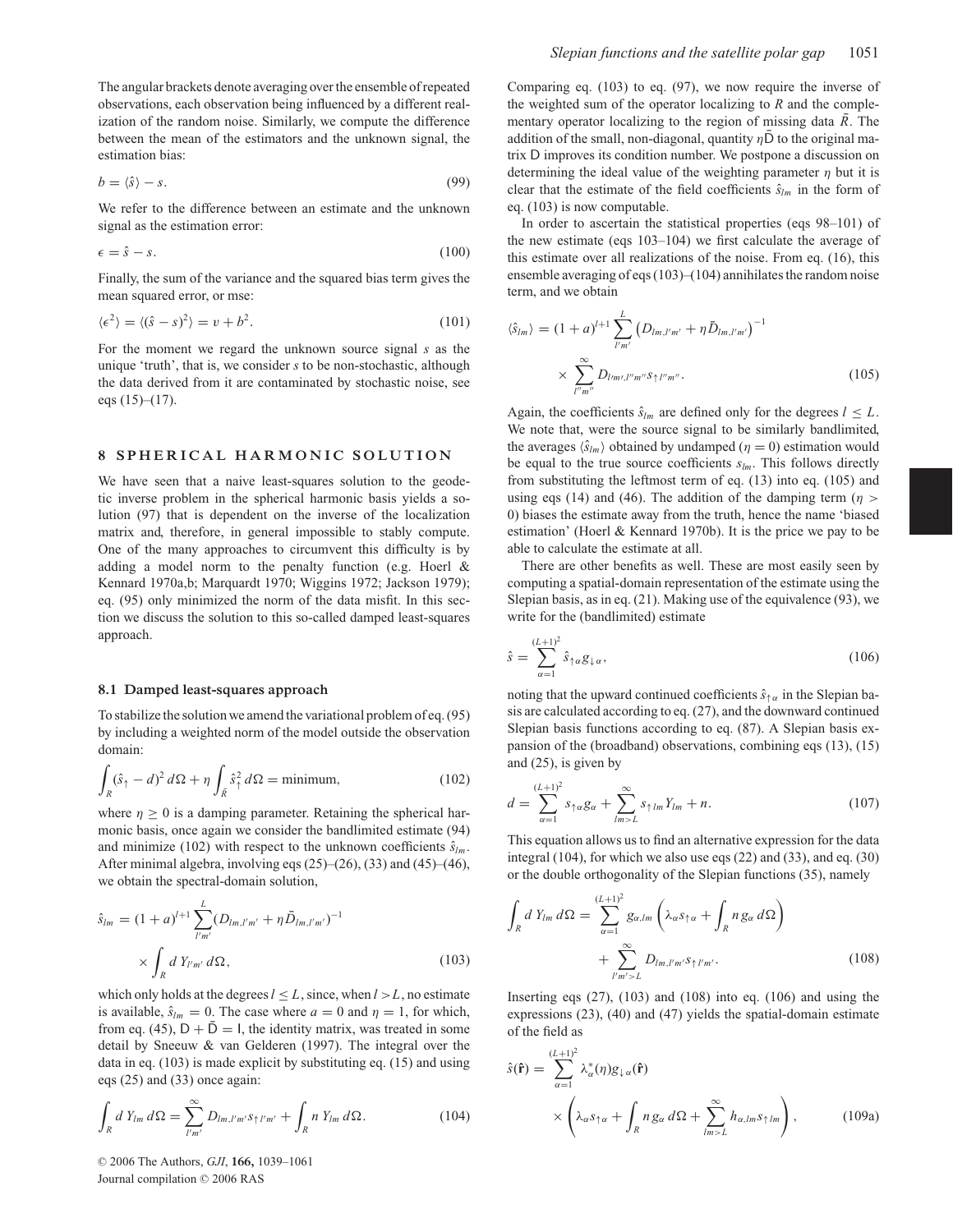The angular brackets denote averaging over the ensemble of repeated observations, each observation being influenced by a different realization of the random noise. Similarly, we compute the difference between the mean of the estimators and the unknown signal, the estimation bias:

$$b = \langle \hat{s} \rangle - s. \tag{99}$$

We refer to the difference between an estimate and the unknown signal as the estimation error:

$$\epsilon = \hat{s} - s. \tag{100}$$

Finally, the sum of the variance and the squared bias term gives the mean squared error, or mse:

$$\langle \epsilon^2 \rangle = \langle (\hat{s} - s)^2 \rangle = v + b^2. \tag{101}$$

For the moment we regard the unknown source signal $s$ as the unique 'truth', that is, we consider $s$ to be non-stochastic, although the data derived from it are contaminated by stochastic noise, see eqs (15)–(17).

## 8 SPHERICAL HARMONIC SOLUTION

We have seen that a naive least-squares solution to the geodetic inverse problem in the spherical harmonic basis yields a solution (97) that is dependent on the inverse of the localization matrix and, therefore, in general impossible to stably compute. One of the many approaches to circumvent this difficulty is by adding a model norm to the penalty function (e.g. Hoerl & Kennard 1970a,b; Marquardt 1970; Wiggins 1972; Jackson 1979); eq. (95) only minimized the norm of the data misfit. In this section we discuss the solution to this so-called damped least-squares approach.

### 8.1 Damped least-squares approach

To stabilize the solution we amend the variational problem of eq. (95) by including a weighted norm of the model outside the observation domain:

$$\int_R (\hat{s}_\uparrow - d)^2 \, d\Omega + \eta \int_{\bar{R}} \hat{s}_\uparrow^2 \, d\Omega = \text{minimum}, \tag{102}$$

where $\eta \geq 0$ is a damping parameter. Retaining the spherical harmonic basis, once again we consider the bandlimited estimate (94) and minimize (102) with respect to the unknown coefficients $\hat{s}_{lm}$. After minimal algebra, involving eqs (25)–(26), (33) and (45)–(46), we obtain the spectral-domain solution,

$$\hat{s}_{lm} = (1+a)^{l+1} \sum_{l'm'}^{L} (D_{lm,l'm'} + \eta \bar{D}_{lm,l'm'})^{-1} \times \int_R d \, Y_{l'm'} \, d\Omega, \tag{103}$$

which only holds at the degrees $l \leq L$, since, when $l > L$, no estimate is available, $\hat{s}_{lm} = 0$. The case where $a = 0$ and $\eta = 1$, for which, from eq. (45), $\mathsf{D} + \bar{\mathsf{D}} = \mathsf{I}$, the identity matrix, was treated in some detail by Sneeuw & van Gelderen (1997). The integral over the data in eq. (103) is made explicit by substituting eq. (15) and using eqs (25) and (33) once again:

$$\int_R d \, Y_{lm} \, d\Omega = \sum_{l'm'}^{\infty} D_{lm,l'm'} s_{\uparrow l'm'} + \int_R n \, Y_{lm} \, d\Omega. \tag{104}$$

Comparing eq. (103) to eq. (97), we now require the inverse of the weighted sum of the operator localizing to $R$ and the complementary operator localizing to the region of missing data $\bar{R}$. The addition of the small, non-diagonal, quantity $\eta \bar{\mathsf{D}}$ to the original matrix $\mathsf{D}$ improves its condition number. We postpone a discussion on determining the ideal value of the weighting parameter $\eta$ but it is clear that the estimate of the field coefficients $\hat{s}_{lm}$ in the form of eq. (103) is now computable.

In order to ascertain the statistical properties (eqs 98–101) of the new estimate (eqs 103–104) we first calculate the average of this estimate over all realizations of the noise. From eq. (16), this ensemble averaging of eqs (103)–(104) annihilates the random noise term, and we obtain

$$\langle \hat{s}_{lm} \rangle = (1+a)^{l+1} \sum_{l'm'}^{L} \left( D_{lm,l'm'} + \eta \bar{D}_{lm,l'm'} \right)^{-1} \times \sum_{l''m''}^{\infty} D_{l'm',l''m''} s_{\uparrow l''m''}. \tag{105}$$

Again, the coefficients $\hat{s}_{lm}$ are defined only for the degrees $l \leq L$. We note that, were the source signal to be similarly bandlimited, the averages $\langle \hat{s}_{lm} \rangle$ obtained by undamped ($\eta = 0$) estimation would be equal to the true source coefficients $s_{lm}$. This follows directly from substituting the leftmost term of eq. (13) into eq. (105) and using eqs (14) and (46). The addition of the damping term ($\eta > 0$) biases the estimate away from the truth, hence the name 'biased estimation' (Hoerl & Kennard 1970b). It is the price we pay to be able to calculate the estimate at all.

There are other benefits as well. These are most easily seen by computing a spatial-domain representation of the estimate using the Slepian basis, as in eq. (21). Making use of the equivalence (93), we write for the (bandlimited) estimate

$$\hat{s} = \sum_{\alpha=1}^{(L+1)^2} \hat{s}_{\uparrow\alpha} g_{\downarrow\alpha}, \tag{106}$$

noting that the upward continued coefficients $\hat{s}_{\uparrow\alpha}$ in the Slepian basis are calculated according to eq. (27), and the downward continued Slepian basis functions according to eq. (87). A Slepian basis expansion of the (broadband) observations, combining eqs (13), (15) and (25), is given by

$$d = \sum_{\alpha=1}^{(L+1)^2} s_{\uparrow\alpha} g_\alpha + \sum_{lm>L}^{\infty} s_{\uparrow lm} Y_{lm} + n. \tag{107}$$

This equation allows us to find an alternative expression for the data integral (104), for which we also use eqs (22) and (33), and eq. (30) or the double orthogonality of the Slepian functions (35), namely

$$\int_R d \, Y_{lm} \, d\Omega = \sum_{\alpha=1}^{(L+1)^2} g_{\alpha,lm} \left( \lambda_\alpha s_{\uparrow\alpha} + \int_R n \, g_\alpha \, d\Omega \right) + \sum_{l'm'>L}^{\infty} D_{lm,l'm'} s_{\uparrow l'm'}. \tag{108}$$

Inserting eqs (27), (103) and (108) into eq. (106) and using the expressions (23), (40) and (47) yields the spatial-domain estimate of the field as

$$\hat{s}(\hat{\mathbf{r}}) = \sum_{\alpha=1}^{(L+1)^2} \lambda_\alpha^*(\eta) g_{\downarrow\alpha}(\hat{\mathbf{r}}) \times \left( \lambda_\alpha s_{\uparrow\alpha} + \int_R n \, g_\alpha \, d\Omega + \sum_{lm>L}^{\infty} h_{\alpha,lm} s_{\uparrow lm} \right), \tag{109a}$$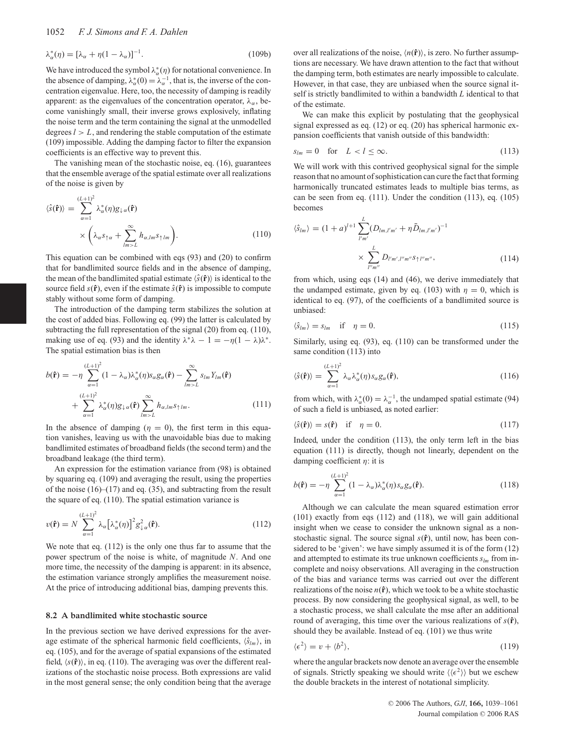$$\lambda^*_\alpha(\eta) = [\lambda_\alpha + \eta(1-\lambda_\alpha)]^{-1}. \tag{109b}$$

We have introduced the symbol $\lambda^*_\alpha(\eta)$ for notational convenience. In the absence of damping, $\lambda^*_\alpha(0) = \lambda_\alpha^{-1}$, that is, the inverse of the concentration eigenvalue. Here, too, the necessity of damping is readily apparent: as the eigenvalues of the concentration operator, $\lambda_\alpha$, become vanishingly small, their inverse grows explosively, inflating the noise term and the term containing the signal at the unmodelled degrees $l > L$, and rendering the stable computation of the estimate (109) impossible. Adding the damping factor to filter the expansion coefficients is an effective way to prevent this.

The vanishing mean of the stochastic noise, eq. (16), guarantees that the ensemble average of the spatial estimate over all realizations of the noise is given by

$$\langle \hat{s}(\hat{\mathbf{r}})\rangle = \sum_{\alpha=1}^{(L+1)^2} \lambda^*_\alpha(\eta) g_{\downarrow\alpha}(\hat{\mathbf{r}}) \times \left(\lambda_\alpha s_{\uparrow\alpha} + \sum_{lm>L}^{\infty} h_{\alpha,lm} s_{\uparrow lm}\right). \tag{110}$$

This equation can be combined with eqs (93) and (20) to confirm that for bandlimited source fields and in the absence of damping, the mean of the bandlimited spatial estimate $\langle \hat{s}(\hat{\mathbf{r}})\rangle$ is identical to the source field $s(\hat{\mathbf{r}})$, even if the estimate $\hat{s}(\hat{\mathbf{r}})$ is impossible to compute stably without some form of damping.

The introduction of the damping term stabilizes the solution at the cost of added bias. Following eq. (99) the latter is calculated by subtracting the full representation of the signal (20) from eq. (110), making use of eq. (93) and the identity $\lambda^*\lambda - 1 = -\eta(1-\lambda)\lambda^*$. The spatial estimation bias is then

$$b(\hat{\mathbf{r}}) = -\eta \sum_{\alpha=1}^{(L+1)^2} (1-\lambda_\alpha)\lambda^*_\alpha(\eta) s_\alpha g_\alpha(\hat{\mathbf{r}}) - \sum_{lm>L}^{\infty} s_{lm} Y_{lm}(\hat{\mathbf{r}}) + \sum_{\alpha=1}^{(L+1)^2} \lambda^*_\alpha(\eta) g_{\downarrow\alpha}(\hat{\mathbf{r}}) \sum_{lm>L}^{\infty} h_{\alpha,lm} s_{\uparrow lm}. \tag{111}$$

In the absence of damping ($\eta = 0$), the first term in this equation vanishes, leaving us with the unavoidable bias due to making bandlimited estimates of broadband fields (the second term) and the broadband leakage (the third term).

An expression for the estimation variance from (98) is obtained by squaring eq. (109) and averaging the result, using the properties of the noise (16)–(17) and eq. (35), and subtracting from the result the square of eq. (110). The spatial estimation variance is

$$v(\hat{\mathbf{r}}) = N \sum_{\alpha=1}^{(L+1)^2} \lambda_\alpha \left[\lambda^*_\alpha(\eta)\right]^2 g^2_{\downarrow\alpha}(\hat{\mathbf{r}}). \tag{112}$$

We note that eq. (112) is the only one thus far to assume that the power spectrum of the noise is white, of magnitude $N$. And one more time, the necessity of the damping is apparent: in its absence, the estimation variance strongly amplifies the measurement noise. At the price of introducing additional bias, damping prevents this.

### 8.2 A bandlimited white stochastic source

In the previous section we have derived expressions for the average estimate of the spherical harmonic field coefficients, $\langle \hat{s}_{lm}\rangle$, in eq. (105), and for the average of spatial expansions of the estimated field, $\langle s(\hat{\mathbf{r}})\rangle$, in eq. (110). The averaging was over the different realizations of the stochastic noise process. Both expressions are valid in the most general sense; the only condition being that the average over all realizations of the noise, $\langle n(\hat{\mathbf{r}})\rangle$, is zero. No further assumptions are necessary. We have drawn attention to the fact that without the damping term, both estimates are nearly impossible to calculate. However, in that case, they are unbiased when the source signal itself is strictly bandlimited to within a bandwidth $L$ identical to that of the estimate.

We can make this explicit by postulating that the geophysical signal expressed as eq. (12) or eq. (20) has spherical harmonic expansion coefficients that vanish outside of this bandwidth:

$$s_{lm} = 0 \quad \text{for} \quad L < l \leq \infty. \tag{113}$$

We will work with this contrived geophysical signal for the simple reason that no amount of sophistication can cure the fact that forming harmonically truncated estimates leads to multiple bias terms, as can be seen from eq. (111). Under the condition (113), eq. (105) becomes

$$\langle \hat{s}_{lm}\rangle = (1+a)^{l+1} \sum_{l'm'}^{L} (D_{lm,l'm'} + \eta \bar{D}_{lm,l'm'})^{-1} \times \sum_{l''m''}^{L} D_{l'm',l''m''} s_{\uparrow l''m''}, \tag{114}$$

from which, using eqs (14) and (46), we derive immediately that the undamped estimate, given by eq. (103) with $\eta = 0$, which is identical to eq. (97), of the coefficients of a bandlimited source is unbiased:

$$\langle \hat{s}_{lm}\rangle = s_{lm} \quad \text{if} \quad \eta = 0. \tag{115}$$

Similarly, using eq. (93), eq. (110) can be transformed under the same condition (113) into

$$\langle \hat{s}(\hat{\mathbf{r}})\rangle = \sum_{\alpha=1}^{(L+1)^2} \lambda_\alpha \lambda^*_\alpha(\eta) s_\alpha g_\alpha(\hat{\mathbf{r}}), \tag{116}$$

from which, with $\lambda^*_\alpha(0) = \lambda_\alpha^{-1}$, the undamped spatial estimate (94) of such a field is unbiased, as noted earlier:

$$\langle \hat{s}(\hat{\mathbf{r}})\rangle = s(\hat{\mathbf{r}}) \quad \text{if} \quad \eta = 0. \tag{117}$$

Indeed, under the condition (113), the only term left in the bias equation (111) is directly, though not linearly, dependent on the damping coefficient $\eta$: it is

$$b(\hat{\mathbf{r}}) = -\eta \sum_{\alpha=1}^{(L+1)^2} (1-\lambda_\alpha)\lambda^*_\alpha(\eta) s_\alpha g_\alpha(\hat{\mathbf{r}}). \tag{118}$$

Although we can calculate the mean squared estimation error (101) exactly from eqs (112) and (118), we will gain additional insight when we cease to consider the unknown signal as a nonstochastic signal. The source signal $s(\hat{\mathbf{r}})$, until now, has been considered to be 'given': we have simply assumed it is of the form (12) and attempted to estimate its true unknown coefficients $s_{lm}$ from incomplete and noisy observations. All averaging in the construction of the bias and variance terms was carried out over the different realizations of the noise $n(\hat{\mathbf{r}})$, which we took to be a white stochastic process. By now considering the geophysical signal, as well, to be a stochastic process, we shall calculate the mse after an additional round of averaging, this time over the various realizations of $s(\hat{\mathbf{r}})$, should they be available. Instead of eq. (101) we thus write

$$\langle \epsilon^2 \rangle = v + \langle b^2 \rangle, \tag{119}$$

where the angular brackets now denote an average over the ensemble of signals. Strictly speaking we should write $\langle\langle \epsilon^2 \rangle\rangle$ but we eschew the double brackets in the interest of notational simplicity.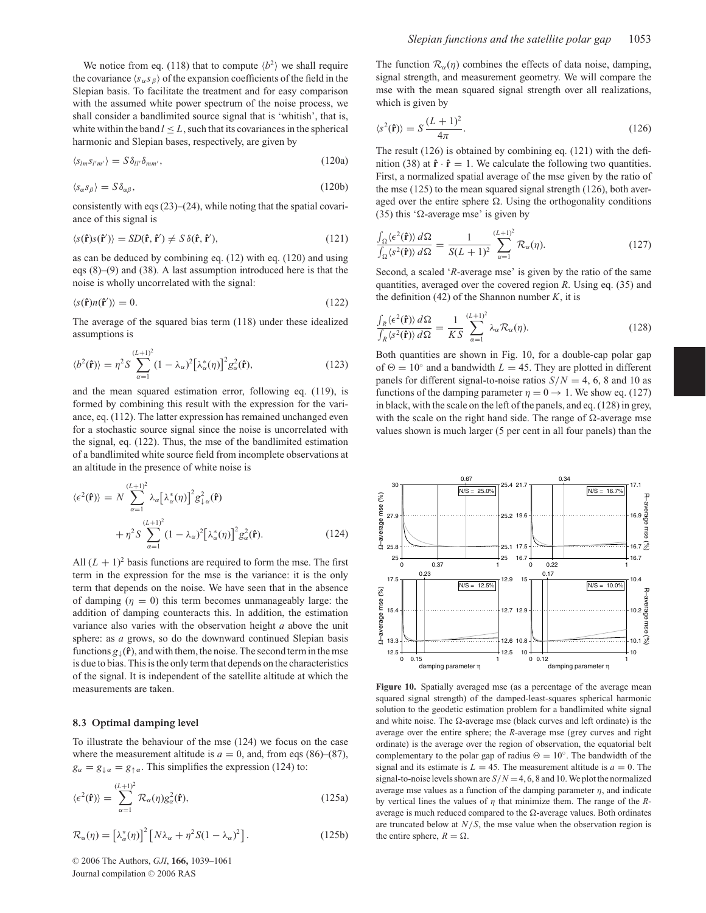We notice from eq. (118) that to compute $\langle b^2 \rangle$ we shall require the covariance $\langle s_\alpha s_\beta \rangle$ of the expansion coefficients of the field in the Slepian basis. To facilitate the treatment and for easy comparison with the assumed white power spectrum of the noise process, we shall consider a bandlimited source signal that is 'whitish', that is, white within the band $l \le L$, such that its covariances in the spherical harmonic and Slepian bases, respectively, are given by

$$\langle s_{lm} s_{l'm'} \rangle = S \delta_{ll'} \delta_{mm'}, \tag{120a}$$

$$\langle s_\alpha s_\beta \rangle = S \delta_{\alpha\beta}, \tag{120b}$$

consistently with eqs (23)–(24), while noting that the spatial covariance of this signal is

$$\langle s(\hat{\mathbf{r}}) s(\hat{\mathbf{r}}') \rangle = S D(\hat{\mathbf{r}}, \hat{\mathbf{r}}') \neq S \delta(\hat{\mathbf{r}}, \hat{\mathbf{r}}'), \tag{121}$$

as can be deduced by combining eq. (12) with eq. (120) and using eqs (8)–(9) and (38). A last assumption introduced here is that the noise is wholly uncorrelated with the signal:

$$\langle s(\hat{\mathbf{r}}) n(\hat{\mathbf{r}}') \rangle = 0. \tag{122}$$

The average of the squared bias term (118) under these idealized assumptions is

$$\langle b^2(\hat{\mathbf{r}}) \rangle = \eta^2 S \sum_{\alpha=1}^{(L+1)^2} (1 - \lambda_\alpha)^2 \left[ \lambda_\alpha^*(\eta) \right]^2 g_\alpha^2(\hat{\mathbf{r}}), \tag{123}$$

and the mean squared estimation error, following eq. (119), is formed by combining this result with the expression for the variance, eq. (112). The latter expression has remained unchanged even for a stochastic source signal since the noise is uncorrelated with the signal, eq. (122). Thus, the mse of the bandlimited estimation of a bandlimited white source field from incomplete observations at an altitude in the presence of white noise is

$$\langle \epsilon^2(\hat{\mathbf{r}}) \rangle = N \sum_{\alpha=1}^{(L+1)^2} \lambda_\alpha \left[ \lambda_\alpha^*(\eta) \right]^2 g_{\downarrow\alpha}^2(\hat{\mathbf{r}}) + \eta^2 S \sum_{\alpha=1}^{(L+1)^2} (1 - \lambda_\alpha)^2 \left[ \lambda_\alpha^*(\eta) \right]^2 g_\alpha^2(\hat{\mathbf{r}}). \tag{124}$$

All $(L+1)^2$ basis functions are required to form the mse. The first term in the expression for the mse is the variance: it is the only term that depends on the noise. We have seen that in the absence of damping ($\eta = 0$) this term becomes unmanageably large: the addition of damping counteracts this. In addition, the estimation variance also varies with the observation height $a$ above the unit sphere: as $a$ grows, so do the downward continued Slepian basis functions $g_\downarrow(\hat{\mathbf{r}})$, and with them, the noise. The second term in the mse is due to bias. This is the only term that depends on the characteristics of the signal. It is independent of the satellite altitude at which the measurements are taken.

### 8.3 Optimal damping level

To illustrate the behaviour of the mse (124) we focus on the case where the measurement altitude is $a = 0$, and, from eqs (86)–(87), $g_\alpha = g_{\downarrow\alpha} = g_{\uparrow\alpha}$. This simplifies the expression (124) to:

$$\langle \epsilon^2(\hat{\mathbf{r}}) \rangle = \sum_{\alpha=1}^{(L+1)^2} \mathcal{R}_\alpha(\eta) g_\alpha^2(\hat{\mathbf{r}}), \tag{125a}$$

$$\mathcal{R}_\alpha(\eta) = \left[ \lambda_\alpha^*(\eta) \right]^2 \left[ N \lambda_\alpha + \eta^2 S (1 - \lambda_\alpha)^2 \right]. \tag{125b}$$

The function $\mathcal{R}_\alpha(\eta)$ combines the effects of data noise, damping, signal strength, and measurement geometry. We will compare the mse with the mean squared signal strength over all realizations, which is given by

$$\langle s^2(\hat{\mathbf{r}}) \rangle = S \frac{(L+1)^2}{4\pi}. \tag{126}$$

The result (126) is obtained by combining eq. (121) with the definition (38) at $\hat{\mathbf{r}} \cdot \hat{\mathbf{r}} = 1$. We calculate the following two quantities. First, a normalized spatial average of the mse given by the ratio of the mse (125) to the mean squared signal strength (126), both averaged over the entire sphere $\Omega$. Using the orthogonality conditions (35) this '$\Omega$-average mse' is given by

$$\frac{\int_\Omega \langle \epsilon^2(\hat{\mathbf{r}}) \rangle \, d\Omega}{\int_\Omega \langle s^2(\hat{\mathbf{r}}) \rangle \, d\Omega} = \frac{1}{S(L+1)^2} \sum_{\alpha=1}^{(L+1)^2} \mathcal{R}_\alpha(\eta). \tag{127}$$

Second, a scaled '$R$-average mse' is given by the ratio of the same quantities, averaged over the covered region $R$. Using eq. (35) and the definition (42) of the Shannon number $K$, it is

$$\frac{\int_R \langle \epsilon^2(\hat{\mathbf{r}}) \rangle \, d\Omega}{\int_R \langle s^2(\hat{\mathbf{r}}) \rangle \, d\Omega} = \frac{1}{KS} \sum_{\alpha=1}^{(L+1)^2} \lambda_\alpha \mathcal{R}_\alpha(\eta). \tag{128}$$

Both quantities are shown in Fig. 10, for a double-cap polar gap of $\Theta = 10^\circ$ and a bandwidth $L = 45$. They are plotted in different panels for different signal-to-noise ratios $S/N = 4$, 6, 8 and 10 as functions of the damping parameter $\eta = 0 \rightarrow 1$. We show eq. (127) in black, with the scale on the left of the panels, and eq. (128) in grey, with the scale on the right hand side. The range of $\Omega$-average mse values shown is much larger (5 per cent in all four panels) than the

**Figure 10.** Spatially averaged mse (as a percentage of the average mean squared signal strength) of the damped-least-squares spherical harmonic solution to the geodetic estimation problem for a bandlimited white signal and white noise. The $\Omega$-average mse (black curves and left ordinate) is the average over the entire sphere; the $R$-average mse (grey curves and right ordinate) is the average over the region of observation, the equatorial belt complementary to the polar gap of radius $\Theta = 10^\circ$. The bandwidth of the signal and its estimate is $L = 45$. The measurement altitude is $a = 0$. The signal-to-noise levels shown are $S/N = 4$, 6, 8 and 10. We plot the normalized average mse values as a function of the damping parameter $\eta$, and indicate by vertical lines the values of $\eta$ that minimize them. The range of the $R$-average is much reduced compared to the $\Omega$-average values. Both ordinates are truncated below at $N/S$, the mse value when the observation region is the entire sphere, $R = \Omega$.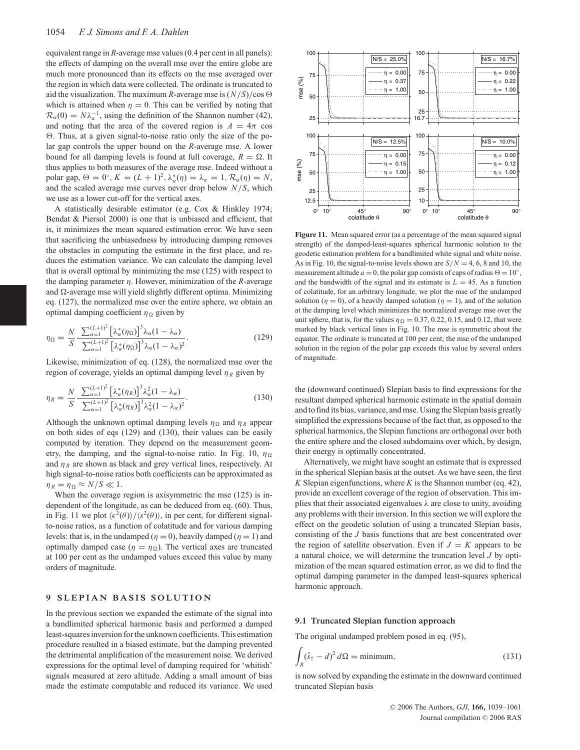equivalent range in $R$-average mse values (0.4 per cent in all panels): the effects of damping on the overall mse over the entire globe are much more pronounced than its effects on the mse averaged over the region in which data were collected. The ordinate is truncated to aid the visualization. The maximum $R$-average mse is $(N/S)/\cos\Theta$ which is attained when $\eta = 0$. This can be verified by noting that $\mathcal{R}_\alpha(0) = N\lambda_\alpha^{-1}$, using the definition of the Shannon number (42), and noting that the area of the covered region is $A = 4\pi\cos\Theta$. Thus, at a given signal-to-noise ratio only the size of the polar gap controls the upper bound on the $R$-average mse. A lower bound for all damping levels is found at full coverage, $R = \Omega$. It thus applies to both measures of the average mse. Indeed without a polar gap, $\Theta = 0^\circ$, $K = (L+1)^2$, $\lambda_\alpha^*(\eta) = \lambda_\alpha = 1$, $\mathcal{R}_\alpha(\eta) = N$, and the scaled average mse curves never drop below $N/S$, which we use as a lower cut-off for the vertical axes.

A statistically desirable estimator (e.g. Cox & Hinkley 1974; Bendat & Piersol 2000) is one that is unbiased and efficient, that is, it minimizes the mean squared estimation error. We have seen that sacrificing the unbiasedness by introducing damping removes the obstacles in computing the estimate in the first place, and reduces the estimation variance. We can calculate the damping level that is overall optimal by minimizing the mse (125) with respect to the damping parameter $\eta$. However, minimization of the $R$- and $\Omega$-average mse will yield slightly different optima. Minimizing eq. (127), the normalized mse over the entire sphere, we obtain an optimal damping coefficient $\eta_\Omega$ given by

$$\eta_\Omega = \frac{N}{S}\,\frac{\sum_{\alpha=1}^{(L+1)^2}\left[\lambda_\alpha^*(\eta_\Omega)\right]^3\lambda_\alpha(1-\lambda_\alpha)}{\sum_{\alpha=1}^{(L+1)^2}\left[\lambda_\alpha^*(\eta_\Omega)\right]^3\lambda_\alpha(1-\lambda_\alpha)^2}. \tag{129}$$

Likewise, minimization of eq. (128), the normalized mse over the region of coverage, yields an optimal damping level $\eta_R$ given by

$$\eta_R = \frac{N}{S}\,\frac{\sum_{\alpha=1}^{(L+1)^2}\left[\lambda_\alpha^*(\eta_R)\right]^3\lambda_\alpha^2(1-\lambda_\alpha)}{\sum_{\alpha=1}^{(L+1)^2}\left[\lambda_\alpha^*(\eta_R)\right]^3\lambda_\alpha^2(1-\lambda_\alpha)^2}. \tag{130}$$

Although the unknown optimal damping levels $\eta_\Omega$ and $\eta_R$ appear on both sides of eqs (129) and (130), their values can be easily computed by iteration. They depend on the measurement geometry, the damping, and the signal-to-noise ratio. In Fig. 10, $\eta_\Omega$ and $\eta_R$ are shown as black and grey vertical lines, respectively. At high signal-to-noise ratios both coefficients can be approximated as $\eta_R = \eta_\Omega \approx N/S \ll 1$.

When the coverage region is axisymmetric the mse (125) is independent of the longitude, as can be deduced from eq. (60). Thus, in Fig. 11 we plot $\langle\epsilon^2(\theta)\rangle/\langle s^2(\theta)\rangle$, in per cent, for different signal-to-noise ratios, as a function of colatitude and for various damping levels: that is, in the undamped ($\eta = 0$), heavily damped ($\eta = 1$) and optimally damped case ($\eta = \eta_\Omega$). The vertical axes are truncated at 100 per cent as the undamped values exceed this value by many orders of magnitude.

**Figure 11.** Mean squared error (as a percentage of the mean squared signal strength) of the damped-least-squares spherical harmonic solution to the geodetic estimation problem for a bandlimited white signal and white noise. As in Fig. 10, the signal-to-noise levels shown are $S/N = 4$, 6, 8 and 10, the measurement altitude $a = 0$, the polar gap consists of caps of radius $\Theta = 10^\circ$, and the bandwidth of the signal and its estimate is $L = 45$. As a function of colatitude, for an arbitrary longitude, we plot the mse of the undamped solution ($\eta = 0$), of a heavily damped solution ($\eta = 1$), and of the solution at the damping level which minimizes the normalized average mse over the unit sphere, that is, for the values $\eta_\Omega = 0.37$, 0.22, 0.15, and 0.12, that were marked by black vertical lines in Fig. 10. The mse is symmetric about the equator. The ordinate is truncated at 100 per cent; the mse of the undamped solution in the region of the polar gap exceeds this value by several orders of magnitude.

## 9 SLEPIAN BASIS SOLUTION

In the previous section we expanded the estimate of the signal into a bandlimited spherical harmonic basis and performed a damped least-squares inversion for the unknown coefficients. This estimation procedure resulted in a biased estimate, but the damping prevented the detrimental amplification of the measurement noise. We derived expressions for the optimal level of damping required for 'whitish' signals measured at zero altitude. Adding a small amount of bias made the estimate computable and reduced its variance. We used the (downward continued) Slepian basis to find expressions for the resultant damped spherical harmonic estimate in the spatial domain and to find its bias, variance, and mse. Using the Slepian basis greatly simplified the expressions because of the fact that, as opposed to the spherical harmonics, the Slepian functions are orthogonal over both the entire sphere and the closed subdomains over which, by design, their energy is optimally concentrated.

Alternatively, we might have sought an estimate that is expressed in the spherical Slepian basis at the outset. As we have seen, the first $K$ Slepian eigenfunctions, where $K$ is the Shannon number (eq. 42), provide an excellent coverage of the region of observation. This implies that their associated eigenvalues $\lambda$ are close to unity, avoiding any problems with their inversion. In this section we will explore the effect on the geodetic solution of using a truncated Slepian basis, consisting of the $J$ basis functions that are best concentrated over the region of satellite observation. Even if $J = K$ appears to be a natural choice, we will determine the truncation level $J$ by optimization of the mean squared estimation error, as we did to find the optimal damping parameter in the damped least-squares spherical harmonic approach.

### 9.1 Truncated Slepian function approach

The original undamped problem posed in eq. (95),

$$\int_R (\hat{s}_\uparrow - d)^2\, d\Omega = \text{minimum}, \tag{131}$$

is now solved by expanding the estimate in the downward continued truncated Slepian basis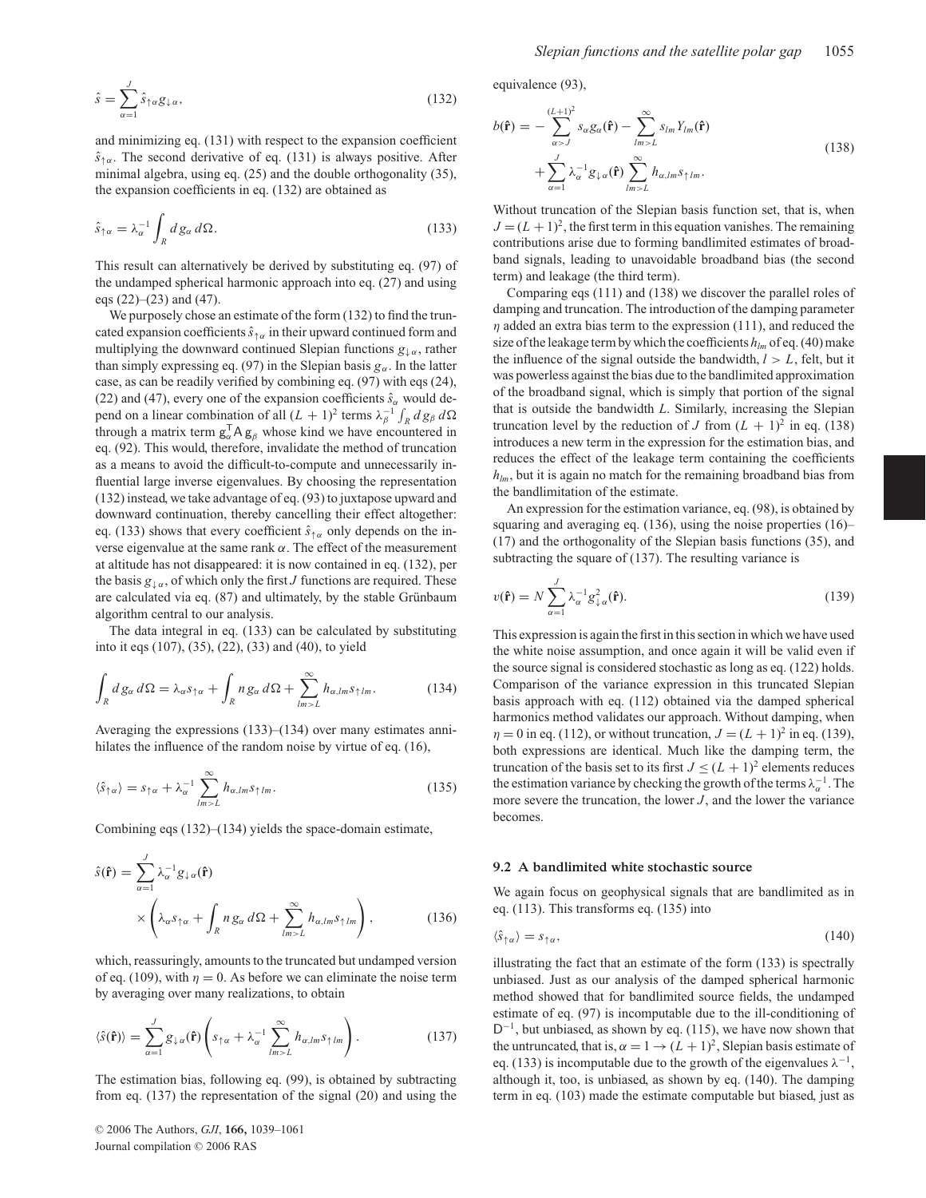$$\hat{s} = \sum_{\alpha=1}^{J} \hat{s}_{\uparrow\alpha} g_{\downarrow\alpha}, \tag{132}$$

and minimizing eq. (131) with respect to the expansion coefficient $\hat{s}_{\uparrow\alpha}$. The second derivative of eq. (131) is always positive. After minimal algebra, using eq. (25) and the double orthogonality (35), the expansion coefficients in eq. (132) are obtained as

$$\hat{s}_{\uparrow\alpha} = \lambda_\alpha^{-1} \int_R d\, g_\alpha \, d\Omega. \tag{133}$$

This result can alternatively be derived by substituting eq. (97) of the undamped spherical harmonic approach into eq. (27) and using eqs (22)–(23) and (47).

We purposely chose an estimate of the form (132) to find the truncated expansion coefficients $\hat{s}_{\uparrow\alpha}$ in their upward continued form and multiplying the downward continued Slepian functions $g_{\downarrow\alpha}$, rather than simply expressing eq. (97) in the Slepian basis $g_\alpha$. In the latter case, as can be readily verified by combining eq. (97) with eqs (24), (22) and (47), every one of the expansion coefficients $\hat{s}_\alpha$ would depend on a linear combination of all $(L+1)^2$ terms $\lambda_\beta^{-1} \int_R d\, g_\beta \, d\Omega$ through a matrix term $\mathsf{g}_\alpha^{\mathsf{T}} \mathsf{A}\, \mathsf{g}_\beta$ whose kind we have encountered in eq. (92). This would, therefore, invalidate the method of truncation as a means to avoid the difficult-to-compute and unnecessarily influential large inverse eigenvalues. By choosing the representation (132) instead, we take advantage of eq. (93) to juxtapose upward and downward continuation, thereby cancelling their effect altogether: eq. (133) shows that every coefficient $\hat{s}_{\uparrow\alpha}$ only depends on the inverse eigenvalue at the same rank $\alpha$. The effect of the measurement at altitude has not disappeared: it is now contained in eq. (132), per the basis $g_{\downarrow\alpha}$, of which only the first $J$ functions are required. These are calculated via eq. (87) and ultimately, by the stable Grünbaum algorithm central to our analysis.

The data integral in eq. (133) can be calculated by substituting into it eqs (107), (35), (22), (33) and (40), to yield

$$\int_R d\, g_\alpha \, d\Omega = \lambda_\alpha s_{\uparrow\alpha} + \int_R n\, g_\alpha \, d\Omega + \sum_{lm>L}^{\infty} h_{\alpha,lm} s_{\uparrow lm}. \tag{134}$$

Averaging the expressions (133)–(134) over many estimates annihilates the influence of the random noise by virtue of eq. (16),

$$\langle \hat{s}_{\uparrow\alpha} \rangle = s_{\uparrow\alpha} + \lambda_\alpha^{-1} \sum_{lm>L}^{\infty} h_{\alpha,lm} s_{\uparrow lm}. \tag{135}$$

Combining eqs (132)–(134) yields the space-domain estimate,

$$\hat{s}(\hat{\mathbf{r}}) = \sum_{\alpha=1}^{J} \lambda_\alpha^{-1} g_{\downarrow\alpha}(\hat{\mathbf{r}}) \times \left( \lambda_\alpha s_{\uparrow\alpha} + \int_R n\, g_\alpha \, d\Omega + \sum_{lm>L}^{\infty} h_{\alpha,lm} s_{\uparrow lm} \right), \tag{136}$$

which, reassuringly, amounts to the truncated but undamped version of eq. (109), with $\eta = 0$. As before we can eliminate the noise term by averaging over many realizations, to obtain

$$\langle \hat{s}(\hat{\mathbf{r}}) \rangle = \sum_{\alpha=1}^{J} g_{\downarrow\alpha}(\hat{\mathbf{r}}) \left( s_{\uparrow\alpha} + \lambda_\alpha^{-1} \sum_{lm>L}^{\infty} h_{\alpha,lm} s_{\uparrow lm} \right). \tag{137}$$

The estimation bias, following eq. (99), is obtained by subtracting from eq. (137) the representation of the signal (20) and using the equivalence (93),

$$b(\hat{\mathbf{r}}) = -\sum_{\alpha>J}^{(L+1)^2} s_\alpha g_\alpha(\hat{\mathbf{r}}) - \sum_{lm>L}^{\infty} s_{lm} Y_{lm}(\hat{\mathbf{r}}) + \sum_{\alpha=1}^{J} \lambda_\alpha^{-1} g_{\downarrow\alpha}(\hat{\mathbf{r}}) \sum_{lm>L}^{\infty} h_{\alpha,lm} s_{\uparrow lm}. \tag{138}$$

Without truncation of the Slepian basis function set, that is, when $J = (L+1)^2$, the first term in this equation vanishes. The remaining contributions arise due to forming bandlimited estimates of broadband signals, leading to unavoidable broadband bias (the second term) and leakage (the third term).

Comparing eqs (111) and (138) we discover the parallel roles of damping and truncation. The introduction of the damping parameter $\eta$ added an extra bias term to the expression (111), and reduced the size of the leakage term by which the coefficients $h_{lm}$ of eq. (40) make the influence of the signal outside the bandwidth, $l > L$, felt, but it was powerless against the bias due to the bandlimited approximation of the broadband signal, which is simply that portion of the signal that is outside the bandwidth $L$. Similarly, increasing the Slepian truncation level by the reduction of $J$ from $(L+1)^2$ in eq. (138) introduces a new term in the expression for the estimation bias, and reduces the effect of the leakage term containing the coefficients $h_{lm}$, but it is again no match for the remaining broadband bias from the bandlimitation of the estimate.

An expression for the estimation variance, eq. (98), is obtained by squaring and averaging eq. (136), using the noise properties (16)–(17) and the orthogonality of the Slepian basis functions (35), and subtracting the square of (137). The resulting variance is

$$v(\hat{\mathbf{r}}) = N \sum_{\alpha=1}^{J} \lambda_\alpha^{-1} g_{\downarrow\alpha}^2(\hat{\mathbf{r}}). \tag{139}$$

This expression is again the first in this section in which we have used the white noise assumption, and once again it will be valid even if the source signal is considered stochastic as long as eq. (122) holds. Comparison of the variance expression in this truncated Slepian basis approach with eq. (112) obtained via the damped spherical harmonics method validates our approach. Without damping, when $\eta = 0$ in eq. (112), or without truncation, $J = (L+1)^2$ in eq. (139), both expressions are identical. Much like the damping term, the truncation of the basis set to its first $J \le (L+1)^2$ elements reduces the estimation variance by checking the growth of the terms $\lambda_\alpha^{-1}$. The more severe the truncation, the lower $J$, and the lower the variance becomes.

### 9.2 A bandlimited white stochastic source

We again focus on geophysical signals that are bandlimited as in eq. (113). This transforms eq. (135) into

$$\langle \hat{s}_{\uparrow\alpha} \rangle = s_{\uparrow\alpha}, \tag{140}$$

illustrating the fact that an estimate of the form (133) is spectrally unbiased. Just as our analysis of the damped spherical harmonic method showed that for bandlimited source fields, the undamped estimate of eq. (97) is incomputable due to the ill-conditioning of $\mathsf{D}^{-1}$, but unbiased, as shown by eq. (115), we have now shown that the untruncated, that is, $\alpha = 1 \to (L+1)^2$, Slepian basis estimate of eq. (133) is incomputable due to the growth of the eigenvalues $\lambda^{-1}$, although it, too, is unbiased, as shown by eq. (140). The damping term in eq. (103) made the estimate computable but biased, just as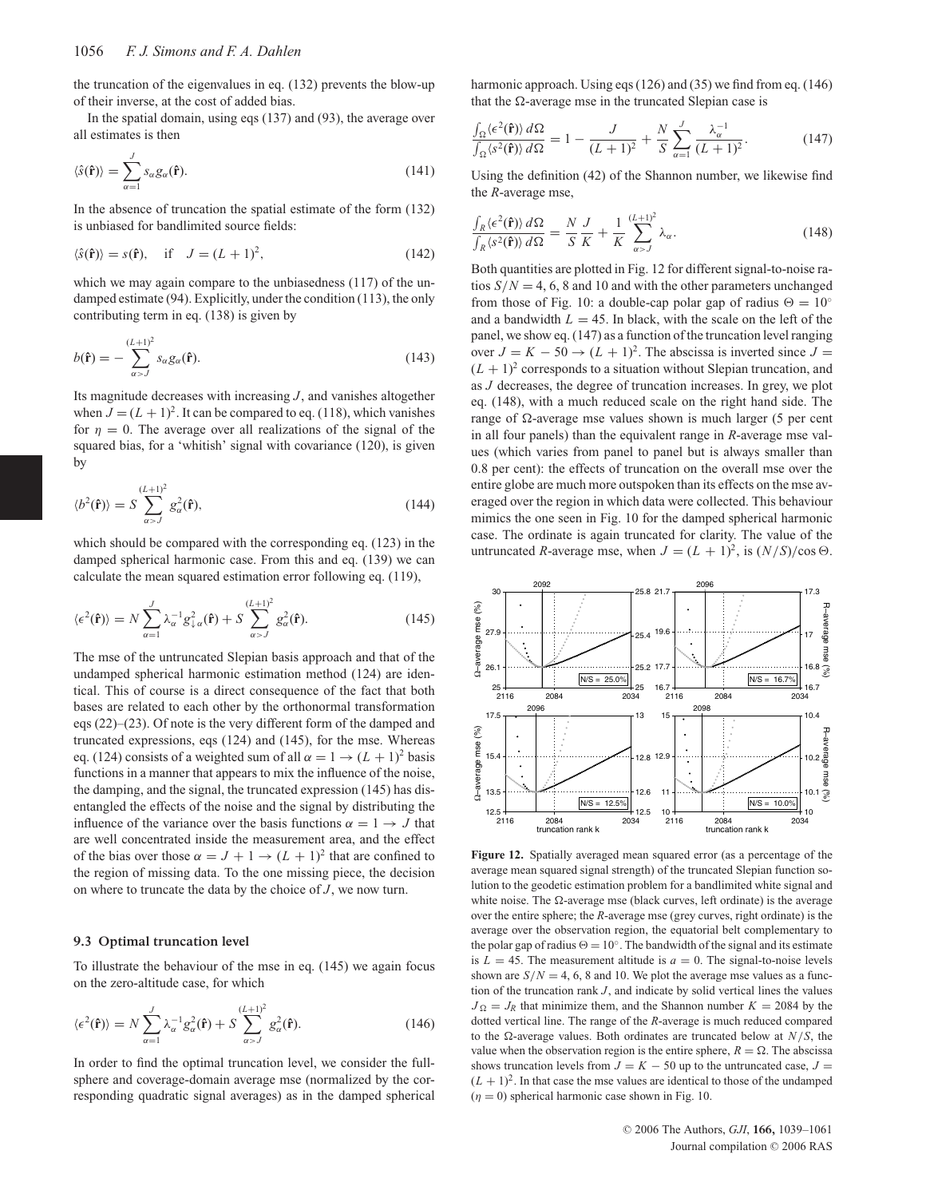the truncation of the eigenvalues in eq. (132) prevents the blow-up of their inverse, at the cost of added bias.

In the spatial domain, using eqs (137) and (93), the average over all estimates is then

$$\langle \hat{s}(\hat{\mathbf{r}}) \rangle = \sum_{\alpha=1}^{J} s_\alpha g_\alpha(\hat{\mathbf{r}}). \tag{141}$$

In the absence of truncation the spatial estimate of the form (132) is unbiased for bandlimited source fields:

$$\langle \hat{s}(\hat{\mathbf{r}}) \rangle = s(\hat{\mathbf{r}}), \quad \text{if} \quad J = (L+1)^2, \tag{142}$$

which we may again compare to the unbiasedness (117) of the undamped estimate (94). Explicitly, under the condition (113), the only contributing term in eq. (138) is given by

$$b(\hat{\mathbf{r}}) = -\sum_{\alpha>J}^{(L+1)^2} s_\alpha g_\alpha(\hat{\mathbf{r}}). \tag{143}$$

Its magnitude decreases with increasing $J$, and vanishes altogether when $J = (L+1)^2$. It can be compared to eq. (118), which vanishes for $\eta = 0$. The average over all realizations of the signal of the squared bias, for a 'whitish' signal with covariance (120), is given by

$$\langle b^2(\hat{\mathbf{r}}) \rangle = S \sum_{\alpha>J}^{(L+1)^2} g_\alpha^2(\hat{\mathbf{r}}), \tag{144}$$

which should be compared with the corresponding eq. (123) in the damped spherical harmonic case. From this and eq. (139) we can calculate the mean squared estimation error following eq. (119),

$$\langle \epsilon^2(\hat{\mathbf{r}}) \rangle = N \sum_{\alpha=1}^{J} \lambda_\alpha^{-1} g_{\downarrow\alpha}^2(\hat{\mathbf{r}}) + S \sum_{\alpha>J}^{(L+1)^2} g_\alpha^2(\hat{\mathbf{r}}). \tag{145}$$

The mse of the untruncated Slepian basis approach and that of the undamped spherical harmonic estimation method (124) are identical. This of course is a direct consequence of the fact that both bases are related to each other by the orthonormal transformation eqs (22)–(23). Of note is the very different form of the damped and truncated expressions, eqs (124) and (145), for the mse. Whereas eq. (124) consists of a weighted sum of all $\alpha = 1 \to (L+1)^2$ basis functions in a manner that appears to mix the influence of the noise, the damping, and the signal, the truncated expression (145) has disentangled the effects of the noise and the signal by distributing the influence of the variance over the basis functions $\alpha = 1 \to J$ that are well concentrated inside the measurement area, and the effect of the bias over those $\alpha = J+1 \to (L+1)^2$ that are confined to the region of missing data. To the one missing piece, the decision on where to truncate the data by the choice of $J$, we now turn.

### 9.3 Optimal truncation level

To illustrate the behaviour of the mse in eq. (145) we again focus on the zero-altitude case, for which

$$\langle \epsilon^2(\hat{\mathbf{r}}) \rangle = N \sum_{\alpha=1}^{J} \lambda_\alpha^{-1} g_\alpha^2(\hat{\mathbf{r}}) + S \sum_{\alpha>J}^{(L+1)^2} g_\alpha^2(\hat{\mathbf{r}}). \tag{146}$$

In order to find the optimal truncation level, we consider the full-sphere and coverage-domain average mse (normalized by the corresponding quadratic signal averages) as in the damped spherical harmonic approach. Using eqs (126) and (35) we find from eq. (146) that the $\Omega$-average mse in the truncated Slepian case is

$$\frac{\int_\Omega \langle \epsilon^2(\hat{\mathbf{r}}) \rangle \, d\Omega}{\int_\Omega \langle s^2(\hat{\mathbf{r}}) \rangle \, d\Omega} = 1 - \frac{J}{(L+1)^2} + \frac{N}{S} \sum_{\alpha=1}^{J} \frac{\lambda_\alpha^{-1}}{(L+1)^2}. \tag{147}$$

Using the definition (42) of the Shannon number, we likewise find the $R$-average mse,

$$\frac{\int_R \langle \epsilon^2(\hat{\mathbf{r}}) \rangle \, d\Omega}{\int_R \langle s^2(\hat{\mathbf{r}}) \rangle \, d\Omega} = \frac{N}{S} \frac{J}{K} + \frac{1}{K} \sum_{\alpha>J}^{(L+1)^2} \lambda_\alpha. \tag{148}$$

Both quantities are plotted in Fig. 12 for different signal-to-noise ratios $S/N = 4$, 6, 8 and 10 and with the other parameters unchanged from those of Fig. 10: a double-cap polar gap of radius $\Theta = 10°$ and a bandwidth $L = 45$. In black, with the scale on the left of the panel, we show eq. (147) as a function of the truncation level ranging over $J = K - 50 \to (L+1)^2$. The abscissa is inverted since $J = (L+1)^2$ corresponds to a situation without Slepian truncation, and as $J$ decreases, the degree of truncation increases. In grey, we plot eq. (148), with a much reduced scale on the right hand side. The range of $\Omega$-average mse values shown is much larger (5 per cent in all four panels) than the equivalent range in $R$-average mse values (which varies from panel to panel but is always smaller than 0.8 per cent): the effects of truncation on the overall mse over the entire globe are much more outspoken than its effects on the mse averaged over the region in which data were collected. This behaviour mimics the one seen in Fig. 10 for the damped spherical harmonic case. The ordinate is again truncated for clarity. The value of the untruncated $R$-average mse, when $J = (L+1)^2$, is $(N/S)/\cos\Theta$.

**Figure 12.** Spatially averaged mean squared error (as a percentage of the average mean squared signal strength) of the truncated Slepian function solution to the geodetic estimation problem for a bandlimited white signal and white noise. The $\Omega$-average mse (black curves, left ordinate) is the average over the entire sphere; the $R$-average mse (grey curves, right ordinate) is the average over the observation region, the equatorial belt complementary to the polar gap of radius $\Theta = 10°$. The bandwidth of the signal and its estimate is $L = 45$. The measurement altitude is $a = 0$. The signal-to-noise levels shown are $S/N = 4$, 6, 8 and 10. We plot the average mse values as a function of the truncation rank $J$, and indicate by solid vertical lines the values $J_\Omega = J_R$ that minimize them, and the Shannon number $K = 2084$ by the dotted vertical line. The range of the $R$-average is much reduced compared to the $\Omega$-average values. Both ordinates are truncated below at $N/S$, the value when the observation region is the entire sphere, $R = \Omega$. The abscissa shows truncation levels from $J = K - 50$ up to the untruncated case, $J = (L+1)^2$. In that case the mse values are identical to those of the undamped ($\eta = 0$) spherical harmonic case shown in Fig. 10.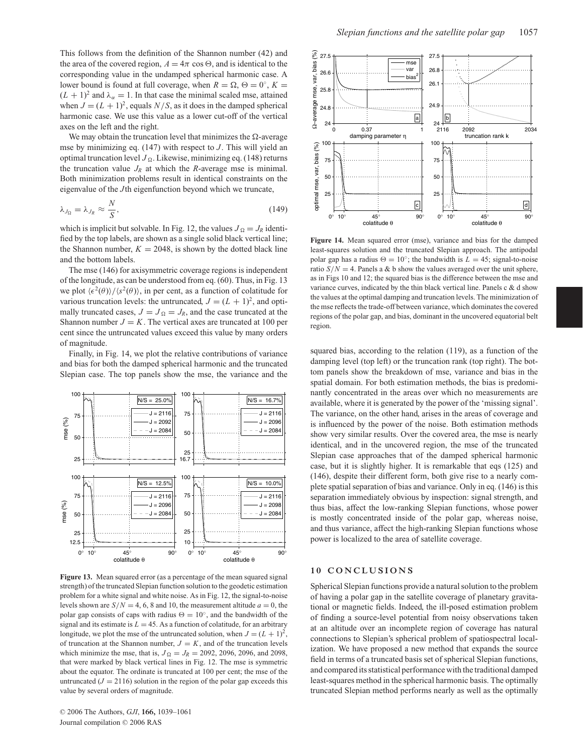This follows from the definition of the Shannon number (42) and the area of the covered region, $A = 4\pi \cos\Theta$, and is identical to the corresponding value in the undamped spherical harmonic case. A lower bound is found at full coverage, when $R = \Omega$, $\Theta = 0^\circ$, $K = (L+1)^2$ and $\lambda_\alpha = 1$. In that case the minimal scaled mse, attained when $J = (L+1)^2$, equals $N/S$, as it does in the damped spherical harmonic case. We use this value as a lower cut-off of the vertical axes on the left and the right.

We may obtain the truncation level that minimizes the $\Omega$-average mse by minimizing eq. (147) with respect to $J$. This will yield an optimal truncation level $J_\Omega$. Likewise, minimizing eq. (148) returns the truncation value $J_R$ at which the $R$-average mse is minimal. Both minimization problems result in identical constraints on the eigenvalue of the $J$th eigenfunction beyond which we truncate,

$$\lambda_{J_\Omega} = \lambda_{J_R} \approx \frac{N}{S}, \tag{149}$$

which is implicit but solvable. In Fig. 12, the values $J_\Omega = J_R$ identified by the top labels, are shown as a single solid black vertical line; the Shannon number, $K = 2048$, is shown by the dotted black line and the bottom labels.

The mse (146) for axisymmetric coverage regions is independent of the longitude, as can be understood from eq. (60). Thus, in Fig. 13 we plot $\langle \epsilon^2(\theta) \rangle / \langle s^2(\theta) \rangle$, in per cent, as a function of colatitude for various truncation levels: the untruncated, $J = (L+1)^2$, and optimally truncated cases, $J = J_\Omega = J_R$, and the case truncated at the Shannon number $J = K$. The vertical axes are truncated at 100 per cent since the untruncated values exceed this value by many orders of magnitude.

Finally, in Fig. 14, we plot the relative contributions of variance and bias for both the damped spherical harmonic and the truncated Slepian case. The top panels show the mse, the variance and the squared bias, according to the relation (119), as a function of the damping level (top left) or the truncation rank (top right). The bottom panels show the breakdown of mse, variance and bias in the spatial domain. For both estimation methods, the bias is predominantly concentrated in the areas over which no measurements are available, where it is generated by the power of the 'missing signal'. The variance, on the other hand, arises in the areas of coverage and is influenced by the power of the noise. Both estimation methods show very similar results. Over the covered area, the mse is nearly identical, and in the uncovered region, the mse of the truncated Slepian case approaches that of the damped spherical harmonic case, but it is slightly higher. It is remarkable that eqs (125) and (146), despite their different form, both give rise to a nearly complete spatial separation of bias and variance. Only in eq. (146) is this separation immediately obvious by inspection: signal strength, and thus bias, affect the low-ranking Slepian functions, whose power is mostly concentrated inside of the polar gap, whereas noise, and thus variance, affect the high-ranking Slepian functions whose power is localized to the area of satellite coverage.

**Figure 13.** Mean squared error (as a percentage of the mean squared signal strength) of the truncated Slepian function solution to the geodetic estimation problem for a white signal and white noise. As in Fig. 12, the signal-to-noise levels shown are $S/N = 4$, 6, 8 and 10, the measurement altitude $a = 0$, the polar gap consists of caps with radius $\Theta = 10^\circ$, and the bandwidth of the signal and its estimate is $L = 45$. As a function of colatitude, for an arbitrary longitude, we plot the mse of the untruncated solution, when $J = (L+1)^2$, of truncation at the Shannon number, $J = K$, and of the truncation levels which minimize the mse, that is, $J_\Omega = J_R = 2092$, 2096, 2096, and 2098, that were marked by black vertical lines in Fig. 12. The mse is symmetric about the equator. The ordinate is truncated at 100 per cent; the mse of the untruncated ($J = 2116$) solution in the region of the polar gap exceeds this value by several orders of magnitude.

**Figure 14.** Mean squared error (mse), variance and bias for the damped least-squares solution and the truncated Slepian approach. The antipodal polar gap has a radius $\Theta = 10^\circ$; the bandwidth is $L = 45$; signal-to-noise ratio $S/N = 4$. Panels a & b show the values averaged over the unit sphere, as in Figs 10 and 12; the squared bias is the difference between the mse and variance curves, indicated by the thin black vertical line. Panels c & d show the values at the optimal damping and truncation levels. The minimization of the mse reflects the trade-off between variance, which dominates the covered regions of the polar gap, and bias, dominant in the uncovered equatorial belt region.

## 10 CONCLUSIONS

Spherical Slepian functions provide a natural solution to the problem of having a polar gap in the satellite coverage of planetary gravitational or magnetic fields. Indeed, the ill-posed estimation problem of finding a source-level potential from noisy observations taken at an altitude over an incomplete region of coverage has natural connections to Slepian's spherical problem of spatiospectral localization. We have proposed a new method that expands the source field in terms of a truncated basis set of spherical Slepian functions, and compared its statistical performance with the traditional damped least-squares method in the spherical harmonic basis. The optimally truncated Slepian method performs nearly as well as the optimally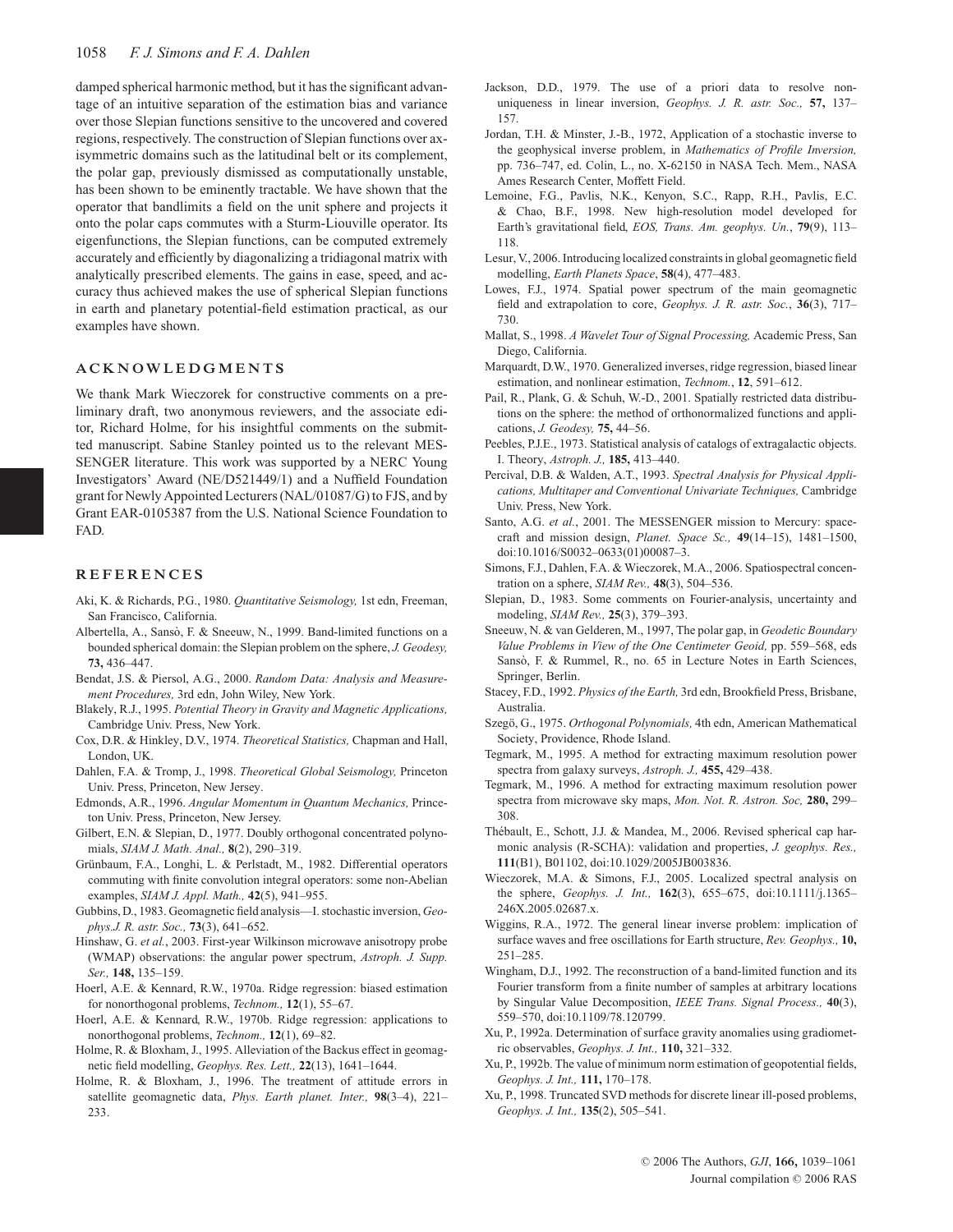damped spherical harmonic method, but it has the significant advantage of an intuitive separation of the estimation bias and variance over those Slepian functions sensitive to the uncovered and covered regions, respectively. The construction of Slepian functions over axisymmetric domains such as the latitudinal belt or its complement, the polar gap, previously dismissed as computationally unstable, has been shown to be eminently tractable. We have shown that the operator that bandlimits a field on the unit sphere and projects it onto the polar caps commutes with a Sturm-Liouville operator. Its eigenfunctions, the Slepian functions, can be computed extremely accurately and efficiently by diagonalizing a tridiagonal matrix with analytically prescribed elements. The gains in ease, speed, and accuracy thus achieved makes the use of spherical Slepian functions in earth and planetary potential-field estimation practical, as our examples have shown.

## ACKNOWLEDGMENTS

We thank Mark Wieczorek for constructive comments on a preliminary draft, two anonymous reviewers, and the associate editor, Richard Holme, for his insightful comments on the submitted manuscript. Sabine Stanley pointed us to the relevant MESSENGER literature. This work was supported by a NERC Young Investigators' Award (NE/D521449/1) and a Nuffield Foundation grant for Newly Appointed Lecturers (NAL/01087/G) to FJS, and by Grant EAR-0105387 from the U.S. National Science Foundation to FAD.

## REFERENCES

Aki, K. & Richards, P.G., 1980. *Quantitative Seismology,* 1st edn, Freeman, San Francisco, California.

Albertella, A., Sansò, F. & Sneeuw, N., 1999. Band-limited functions on a bounded spherical domain: the Slepian problem on the sphere, *J. Geodesy,* **73,** 436–447.

Bendat, J.S. & Piersol, A.G., 2000. *Random Data: Analysis and Measurement Procedures,* 3rd edn, John Wiley, New York.

Blakely, R.J., 1995. *Potential Theory in Gravity and Magnetic Applications,* Cambridge Univ. Press, New York.

Cox, D.R. & Hinkley, D.V., 1974. *Theoretical Statistics,* Chapman and Hall, London, UK.

Dahlen, F.A. & Tromp, J., 1998. *Theoretical Global Seismology,* Princeton Univ. Press, Princeton, New Jersey.

Edmonds, A.R., 1996. *Angular Momentum in Quantum Mechanics,* Princeton Univ. Press, Princeton, New Jersey.

Gilbert, E.N. & Slepian, D., 1977. Doubly orthogonal concentrated polynomials, *SIAM J. Math. Anal.,* **8**(2), 290–319.

Grünbaum, F.A., Longhi, L. & Perlstadt, M., 1982. Differential operators commuting with finite convolution integral operators: some non-Abelian examples, *SIAM J. Appl. Math.,* **42**(5), 941–955.

Gubbins, D., 1983. Geomagnetic field analysis—I. stochastic inversion, *Geophys.J. R. astr. Soc.,* **73**(3), 641–652.

Hinshaw, G. *et al.*, 2003. First-year Wilkinson microwave anisotropy probe (WMAP) observations: the angular power spectrum, *Astroph. J. Supp. Ser.,* **148,** 135–159.

Hoerl, A.E. & Kennard, R.W., 1970a. Ridge regression: biased estimation for nonorthogonal problems, *Technom.,* **12**(1), 55–67.

Hoerl, A.E. & Kennard, R.W., 1970b. Ridge regression: applications to nonorthogonal problems, *Technom.,* **12**(1), 69–82.

Holme, R. & Bloxham, J., 1995. Alleviation of the Backus effect in geomagnetic field modelling, *Geophys. Res. Lett.,* **22**(13), 1641–1644.

Holme, R. & Bloxham, J., 1996. The treatment of attitude errors in satellite geomagnetic data, *Phys. Earth planet. Inter.,* **98**(3–4), 221–233.

Jackson, D.D., 1979. The use of a priori data to resolve nonuniqueness in linear inversion, *Geophys. J. R. astr. Soc.,* **57,** 137–157.

Jordan, T.H. & Minster, J.-B., 1972, Application of a stochastic inverse to the geophysical inverse problem, in *Mathematics of Profile Inversion,* pp. 736–747, ed. Colin, L., no. X-62150 in NASA Tech. Mem., NASA Ames Research Center, Moffett Field.

Lemoine, F.G., Pavlis, N.K., Kenyon, S.C., Rapp, R.H., Pavlis, E.C. & Chao, B.F., 1998. New high-resolution model developed for Earth's gravitational field, *EOS, Trans. Am. geophys. Un.*, **79**(9), 113–118.

Lesur, V., 2006. Introducing localized constraints in global geomagnetic field modelling, *Earth Planets Space*, **58**(4), 477–483.

Lowes, F.J., 1974. Spatial power spectrum of the main geomagnetic field and extrapolation to core, *Geophys. J. R. astr. Soc.*, **36**(3), 717–730.

Mallat, S., 1998. *A Wavelet Tour of Signal Processing,* Academic Press, San Diego, California.

Marquardt, D.W., 1970. Generalized inverses, ridge regression, biased linear estimation, and nonlinear estimation, *Technom.*, **12**, 591–612.

Pail, R., Plank, G. & Schuh, W.-D., 2001. Spatially restricted data distributions on the sphere: the method of orthonormalized functions and applications, *J. Geodesy,* **75,** 44–56.

Peebles, P.J.E., 1973. Statistical analysis of catalogs of extragalactic objects. I. Theory, *Astroph. J.,* **185,** 413–440.

Percival, D.B. & Walden, A.T., 1993. *Spectral Analysis for Physical Applications, Multitaper and Conventional Univariate Techniques,* Cambridge Univ. Press, New York.

Santo, A.G. *et al.*, 2001. The MESSENGER mission to Mercury: spacecraft and mission design, *Planet. Space Sc.,* **49**(14–15), 1481–1500, doi:10.1016/S0032–0633(01)00087–3.

Simons, F.J., Dahlen, F.A. & Wieczorek, M.A., 2006. Spatiospectral concentration on a sphere, *SIAM Rev.,* **48**(3), 504–536.

Slepian, D., 1983. Some comments on Fourier-analysis, uncertainty and modeling, *SIAM Rev.,* **25**(3), 379–393.

Sneeuw, N. & van Gelderen, M., 1997, The polar gap, in *Geodetic Boundary Value Problems in View of the One Centimeter Geoid,* pp. 559–568, eds Sansò, F. & Rummel, R., no. 65 in Lecture Notes in Earth Sciences, Springer, Berlin.

Stacey, F.D., 1992. *Physics of the Earth,* 3rd edn, Brookfield Press, Brisbane, Australia.

Szegö, G., 1975. *Orthogonal Polynomials,* 4th edn, American Mathematical Society, Providence, Rhode Island.

Tegmark, M., 1995. A method for extracting maximum resolution power spectra from galaxy surveys, *Astroph. J.,* **455,** 429–438.

Tegmark, M., 1996. A method for extracting maximum resolution power spectra from microwave sky maps, *Mon. Not. R. Astron. Soc,* **280,** 299–308.

Thébault, E., Schott, J.J. & Mandea, M., 2006. Revised spherical cap harmonic analysis (R-SCHA): validation and properties, *J. geophys. Res.,* **111**(B1), B01102, doi:10.1029/2005JB003836.

Wieczorek, M.A. & Simons, F.J., 2005. Localized spectral analysis on the sphere, *Geophys. J. Int.,* **162**(3), 655–675, doi:10.1111/j.1365–246X.2005.02687.x.

Wiggins, R.A., 1972. The general linear inverse problem: implication of surface waves and free oscillations for Earth structure, *Rev. Geophys.,* **10,** 251–285.

Wingham, D.J., 1992. The reconstruction of a band-limited function and its Fourier transform from a finite number of samples at arbitrary locations by Singular Value Decomposition, *IEEE Trans. Signal Process.,* **40**(3), 559–570, doi:10.1109/78.120799.

Xu, P., 1992a. Determination of surface gravity anomalies using gradiometric observables, *Geophys. J. Int.,* **110,** 321–332.

Xu, P., 1992b. The value of minimum norm estimation of geopotential fields, *Geophys. J. Int.,* **111,** 170–178.

Xu, P., 1998. Truncated SVD methods for discrete linear ill-posed problems, *Geophys. J. Int.,* **135**(2), 505–541.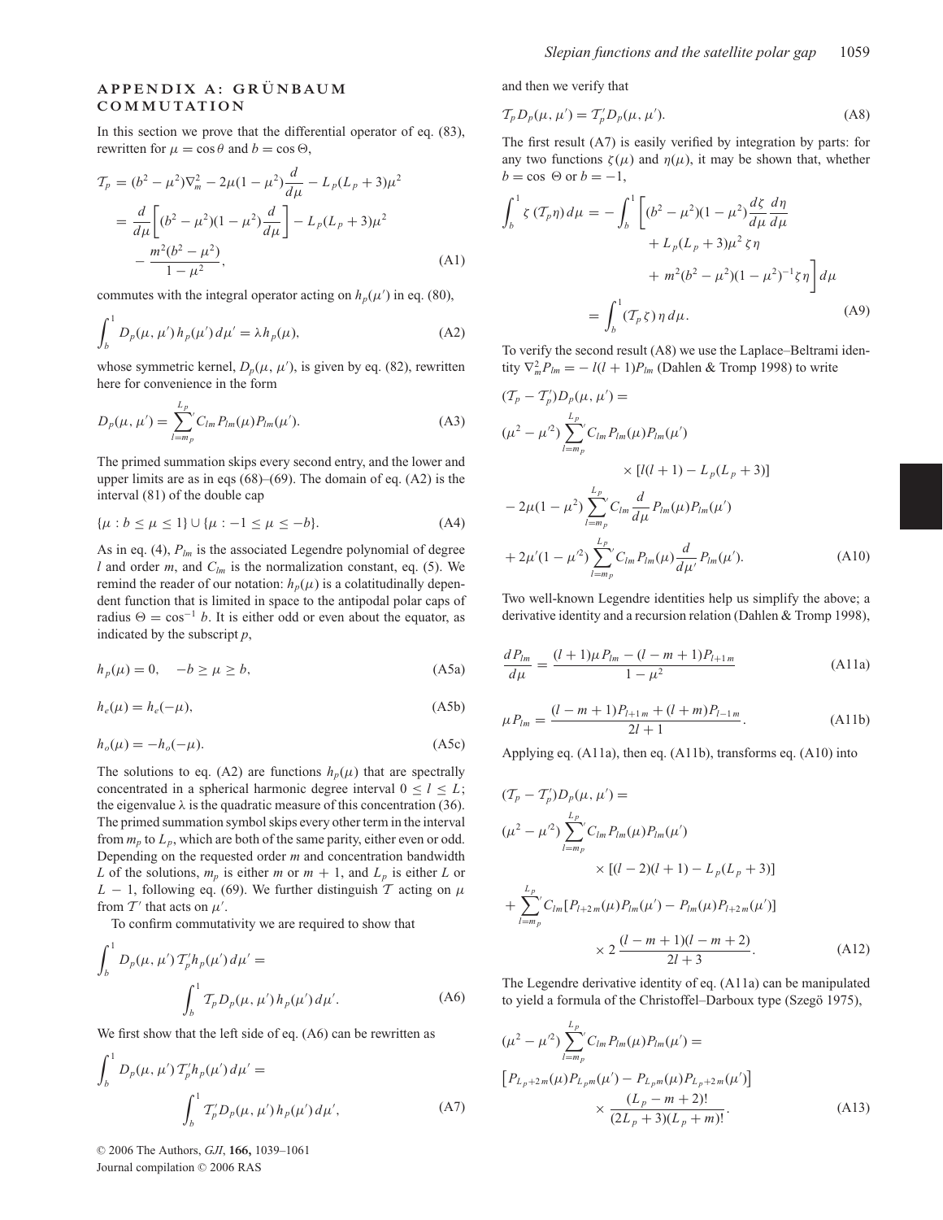## APPENDIX A: GRÜNBAUM COMMUTATION

In this section we prove that the differential operator of eq. (83), rewritten for $\mu = \cos\theta$ and $b = \cos\Theta$,

$$
\begin{aligned}
\mathcal{T}_p &= (b^2-\mu^2)\nabla_m^2 - 2\mu(1-\mu^2)\frac{d}{d\mu} - L_p(L_p+3)\mu^2 \\
&= \frac{d}{d\mu}\left[(b^2-\mu^2)(1-\mu^2)\frac{d}{d\mu}\right] - L_p(L_p+3)\mu^2 \\
&\quad - \frac{m^2(b^2-\mu^2)}{1-\mu^2},
\end{aligned}
\tag{A1}
$$

commutes with the integral operator acting on $h_p(\mu')$ in eq. (80),

$$
\int_b^1 D_p(\mu,\mu')\,h_p(\mu')\,d\mu' = \lambda h_p(\mu),
\tag{A2}
$$

whose symmetric kernel, $D_p(\mu,\mu')$, is given by eq. (82), rewritten here for convenience in the form

$$
D_p(\mu,\mu') = \sideset{}{'}\sum_{l=m_p}^{L_p} C_{lm}P_{lm}(\mu)P_{lm}(\mu').
\tag{A3}
$$

The primed summation skips every second entry, and the lower and upper limits are as in eqs (68)–(69). The domain of eq. (A2) is the interval (81) of the double cap

$$
\{\mu : b \le \mu \le 1\} \cup \{\mu : -1 \le \mu \le -b\}.
\tag{A4}
$$

As in eq. (4), $P_{lm}$ is the associated Legendre polynomial of degree $l$ and order $m$, and $C_{lm}$ is the normalization constant, eq. (5). We remind the reader of our notation: $h_p(\mu)$ is a colatitudinally dependent function that is limited in space to the antipodal polar caps of radius $\Theta = \cos^{-1} b$. It is either odd or even about the equator, as indicated by the subscript $p$,

$$
h_p(\mu) = 0, \quad -b \ge \mu \ge b,
\tag{A5a}
$$

$$
h_e(\mu) = h_e(-\mu),
\tag{A5b}
$$

$$
h_o(\mu) = -h_o(-\mu).
\tag{A5c}
$$

The solutions to eq. (A2) are functions $h_p(\mu)$ that are spectrally concentrated in a spherical harmonic degree interval $0 \le l \le L$; the eigenvalue $\lambda$ is the quadratic measure of this concentration (36). The primed summation symbol skips every other term in the interval from $m_p$ to $L_p$, which are both of the same parity, either even or odd. Depending on the requested order $m$ and concentration bandwidth $L$ of the solutions, $m_p$ is either $m$ or $m+1$, and $L_p$ is either $L$ or $L-1$, following eq. (69). We further distinguish $\mathcal{T}$ acting on $\mu$ from $\mathcal{T}'$ that acts on $\mu'$.

To confirm commutativity we are required to show that

$$
\int_b^1 D_p(\mu,\mu')\,\mathcal{T}_p' h_p(\mu')\,d\mu' = \int_b^1 \mathcal{T}_p D_p(\mu,\mu')\,h_p(\mu')\,d\mu'.
\tag{A6}
$$

We first show that the left side of eq. (A6) can be rewritten as

$$
\int_b^1 D_p(\mu,\mu')\,\mathcal{T}_p' h_p(\mu')\,d\mu' = \int_b^1 \mathcal{T}_p' D_p(\mu,\mu')\,h_p(\mu')\,d\mu',
\tag{A7}
$$

and then we verify that

$$
\mathcal{T}_p D_p(\mu,\mu') = \mathcal{T}_p' D_p(\mu,\mu').
\tag{A8}
$$

The first result (A7) is easily verified by integration by parts: for any two functions $\zeta(\mu)$ and $\eta(\mu)$, it may be shown that, whether $b = \cos\Theta$ or $b = -1$,

$$
\begin{aligned}
\int_b^1 \zeta\,(\mathcal{T}_p\eta)\,d\mu &= -\int_b^1 \bigg[(b^2-\mu^2)(1-\mu^2)\frac{d\zeta}{d\mu}\frac{d\eta}{d\mu} \\
&\quad + L_p(L_p+3)\mu^2\,\zeta\eta \\
&\quad + m^2(b^2-\mu^2)(1-\mu^2)^{-1}\zeta\eta\bigg]\,d\mu \\
&= \int_b^1 (\mathcal{T}_p\zeta)\,\eta\,d\mu.
\end{aligned}
\tag{A9}
$$

To verify the second result (A8) we use the Laplace–Beltrami identity $\nabla_m^2 P_{lm} = -l(l+1)P_{lm}$ (Dahlen & Tromp 1998) to write

$$
\begin{aligned}
&(\mathcal{T}_p - \mathcal{T}_p')D_p(\mu,\mu') = \\
&(\mu^2-\mu'^2)\sideset{}{'}\sum_{l=m_p}^{L_p} C_{lm}P_{lm}(\mu)P_{lm}(\mu') \\
&\qquad\qquad \times [l(l+1) - L_p(L_p+3)] \\
&-2\mu(1-\mu^2)\sideset{}{'}\sum_{l=m_p}^{L_p} C_{lm}\frac{d}{d\mu}P_{lm}(\mu)P_{lm}(\mu') \\
&+2\mu'(1-\mu'^2)\sideset{}{'}\sum_{l=m_p}^{L_p} C_{lm}P_{lm}(\mu)\frac{d}{d\mu'}P_{lm}(\mu').
\end{aligned}
\tag{A10}
$$

Two well-known Legendre identities help us simplify the above; a derivative identity and a recursion relation (Dahlen & Tromp 1998),

$$
\frac{dP_{lm}}{d\mu} = \frac{(l+1)\mu P_{lm} - (l-m+1)P_{l+1\,m}}{1-\mu^2}
\tag{A11a}
$$

$$
\mu P_{lm} = \frac{(l-m+1)P_{l+1\,m} + (l+m)P_{l-1\,m}}{2l+1}.
\tag{A11b}
$$

Applying eq. (A11a), then eq. (A11b), transforms eq. (A10) into

$$
\begin{aligned}
&(\mathcal{T}_p - \mathcal{T}_p')D_p(\mu,\mu') = \\
&(\mu^2-\mu'^2)\sideset{}{'}\sum_{l=m_p}^{L_p} C_{lm}P_{lm}(\mu)P_{lm}(\mu') \\
&\qquad\qquad \times [(l-2)(l+1) - L_p(L_p+3)] \\
&+\sideset{}{'}\sum_{l=m_p}^{L_p} C_{lm}[P_{l+2\,m}(\mu)P_{lm}(\mu') - P_{lm}(\mu)P_{l+2\,m}(\mu')] \\
&\qquad\qquad \times 2\,\frac{(l-m+1)(l-m+2)}{2l+3}.
\end{aligned}
\tag{A12}
$$

The Legendre derivative identity of eq. (A11a) can be manipulated to yield a formula of the Christoffel–Darboux type (Szegö 1975),

$$
\begin{aligned}
&(\mu^2-\mu'^2)\sideset{}{'}\sum_{l=m_p}^{L_p} C_{lm}P_{lm}(\mu)P_{lm}(\mu') = \\
&\left[P_{L_p+2\,m}(\mu)P_{L_p m}(\mu') - P_{L_p m}(\mu)P_{L_p+2\,m}(\mu')\right] \\
&\qquad\qquad \times \frac{(L_p-m+2)!}{(2L_p+3)(L_p+m)!}.
\end{aligned}
\tag{A13}
$$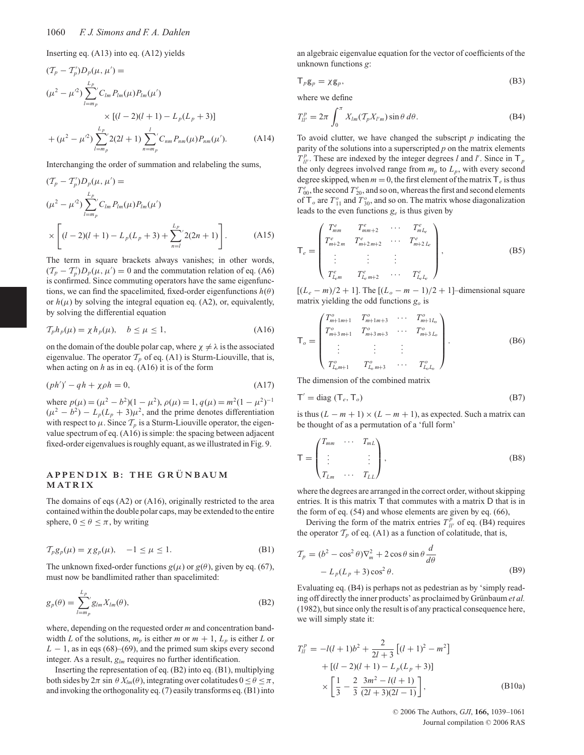Inserting eq. (A13) into eq. (A12) yields

$$
\begin{aligned}
&(\mathcal{T}_p - \mathcal{T}_p')D_p(\mu, \mu') = \\
&(\mu^2 - \mu'^2) \sum_{l=m_p}^{L_p}{}' C_{lm} P_{lm}(\mu) P_{lm}(\mu') \\
&\qquad \times [(l-2)(l+1) - L_p(L_p+3)] \\
&+ (\mu^2 - \mu'^2) \sum_{l=m_p}^{L_p}{}' 2(2l+1) \sum_{n=m_p}^{l}{}' C_{nm} P_{nm}(\mu) P_{nm}(\mu'). \qquad \text{(A14)}
\end{aligned}
$$

Interchanging the order of summation and relabeling the sums,

$$
\begin{aligned}
&(\mathcal{T}_p - \mathcal{T}_p')D_p(\mu, \mu') = \\
&(\mu^2 - \mu'^2) \sum_{l=m_p}^{L_p}{}' C_{lm} P_{lm}(\mu) P_{lm}(\mu') \\
&\times \left[ (l-2)(l+1) - L_p(L_p+3) + \sum_{n=l}^{L_p}{}' 2(2n+1) \right]. \qquad \text{(A15)}
\end{aligned}
$$

The term in square brackets always vanishes; in other words, $(\mathcal{T}_p - \mathcal{T}_p')D_p(\mu, \mu') = 0$ and the commutation relation of eq. (A6) is confirmed. Since commuting operators have the same eigenfunctions, we can find the spacelimited, fixed-order eigenfunctions $h(\theta)$ or $h(\mu)$ by solving the integral equation eq. (A2), or, equivalently, by solving the differential equation

$$
\mathcal{T}_p h_p(\mu) = \chi\, h_p(\mu), \quad b \le \mu \le 1, \qquad \text{(A16)}
$$

on the domain of the double polar cap, where $\chi \neq \lambda$ is the associated eigenvalue. The operator $\mathcal{T}_p$ of eq. (A1) is Sturm-Liouville, that is, when acting on $h$ as in eq. (A16) it is of the form

$$
(ph')' - qh + \chi\rho h = 0, \qquad \text{(A17)}
$$

where $p(\mu) = (\mu^2 - b^2)(1 - \mu^2)$, $\rho(\mu) = 1$, $q(\mu) = m^2(1-\mu^2)^{-1}$ $(\mu^2 - b^2) - L_p(L_p+3)\mu^2$, and the prime denotes differentiation with respect to $\mu$. Since $\mathcal{T}_p$ is a Sturm-Liouville operator, the eigenvalue spectrum of eq. (A16) is simple: the spacing between adjacent fixed-order eigenvalues is roughly equant, as we illustrated in Fig. 9.

## APPENDIX B: THE GRÜNBAUM MATRIX

The domains of eqs (A2) or (A16), originally restricted to the area contained within the double polar caps, may be extended to the entire sphere, $0 \le \theta \le \pi$, by writing

$$
\mathcal{T}_p g_p(\mu) = \chi\, g_p(\mu), \quad -1 \le \mu \le 1. \qquad \text{(B1)}
$$

The unknown fixed-order functions $g(\mu)$ or $g(\theta)$, given by eq. (67), must now be bandlimited rather than spacelimited:

$$
g_p(\theta) = \sum_{l=m_p}^{L_p}{}' g_{lm} X_{lm}(\theta), \qquad \text{(B2)}
$$

where, depending on the requested order $m$ and concentration bandwidth $L$ of the solutions, $m_p$ is either $m$ or $m+1$, $L_p$ is either $L$ or $L-1$, as in eqs (68)–(69), and the primed sum skips every second integer. As a result, $g_{lm}$ requires no further identification.

Inserting the representation of eq. (B2) into eq. (B1), multiplying both sides by $2\pi \sin\theta\, X_{lm}(\theta)$, integrating over colatitudes $0 \le \theta \le \pi$, and invoking the orthogonality eq. (7) easily transforms eq. (B1) into an algebraic eigenvalue equation for the vector of coefficients of the unknown functions $g$:

$$
\mathsf{T}_p \mathsf{g}_p = \chi\, \mathsf{g}_p, \qquad \text{(B3)}
$$

where we define

$$
T^p_{ll'} = 2\pi \int_0^\pi X_{lm}(\mathcal{T}_p X_{l'm}) \sin\theta\, d\theta. \qquad \text{(B4)}
$$

To avoid clutter, we have changed the subscript $p$ indicating the parity of the solutions into a superscripted $p$ on the matrix elements $T^p_{ll'}$. These are indexed by the integer degrees $l$ and $l'$. Since in $\mathsf{T}_p$ the only degrees involved range from $m_p$ to $L_p$, with every second degree skipped, when $m = 0$, the first element of the matrix $\mathsf{T}_e$ is thus $T^e_{00}$, the second $T^e_{20}$, and so on, whereas the first and second elements of $\mathsf{T}_o$ are $T^o_{11}$ and $T^o_{30}$, and so on. The matrix whose diagonalization leads to the even functions $g_e$ is thus given by

$$
\mathsf{T}_e = \begin{pmatrix}
T^e_{mm} & T^e_{m\,m+2} & \cdots & T^e_{m\,L_e} \\
T^e_{m+2\,m} & T^e_{m+2\,m+2} & \cdots & T^e_{m+2\,L_e} \\
\vdots & \vdots & \vdots & \\
T^e_{L_e m} & T^e_{L_e\,m+2} & \cdots & T^e_{L_e L_e}
\end{pmatrix}, \qquad \text{(B5)}
$$

$[(L_e - m)/2 + 1]$. The $[(L_o - m - 1)/2 + 1]$–dimensional square matrix yielding the odd functions $g_o$ is

$$
\mathsf{T}_o = \begin{pmatrix}
T^o_{m+1\,m+1} & T^o_{m+1\,m+3} & \cdots & T^o_{m+1\,L_o} \\
T^o_{m+3\,m+1} & T^o_{m+3\,m+3} & \cdots & T^o_{m+3\,L_o} \\
\vdots & \vdots & \vdots & \\
T^o_{L_o m+1} & T^o_{L_o\,m+3} & \cdots & T^o_{L_o L_o}
\end{pmatrix}. \qquad \text{(B6)}
$$

The dimension of the combined matrix

$$
\mathsf{T}' = \mathrm{diag}\,(\mathsf{T}_e, \mathsf{T}_o) \qquad \text{(B7)}
$$

is thus $(L - m + 1) \times (L - m + 1)$, as expected. Such a matrix can be thought of as a permutation of a 'full form'

$$
\mathsf{T} = \begin{pmatrix}
T_{mm} & \cdots & T_{mL} \\
\vdots & & \vdots \\
T_{Lm} & \cdots & T_{LL}
\end{pmatrix}, \qquad \text{(B8)}
$$

where the degrees are arranged in the correct order, without skipping entries. It is this matrix $\mathsf{T}$ that commutes with a matrix $\mathsf{D}$ that is in the form of eq. (54) and whose elements are given by eq. (66),

Deriving the form of the matrix entries $T^p_{ll'}$ of eq. (B4) requires the operator $\mathcal{T}_p$ of eq. (A1) as a function of colatitude, that is,

$$
\begin{aligned}
\mathcal{T}_p &= (b^2 - \cos^2\theta)\nabla^2_m + 2\cos\theta\sin\theta \frac{d}{d\theta} \\
&\quad - L_p(L_p+3)\cos^2\theta. \qquad \text{(B9)}
\end{aligned}
$$

Evaluating eq. (B4) is perhaps not as pedestrian as by 'simply reading off directly the inner products' as proclaimed by Grünbaum *et al.* (1982), but since only the result is of any practical consequence here, we will simply state it:

$$
\begin{aligned}
T^p_{ll} &= -l(l+1)b^2 + \frac{2}{2l+3}\left[(l+1)^2 - m^2\right] \\
&\quad + [(l-2)(l+1) - L_p(L_p+3)] \\
&\quad \times \left[\frac{1}{3} - \frac{2}{3}\,\frac{3m^2 - l(l+1)}{(2l+3)(2l-1)}\right], \qquad \text{(B10a)}
\end{aligned}
$$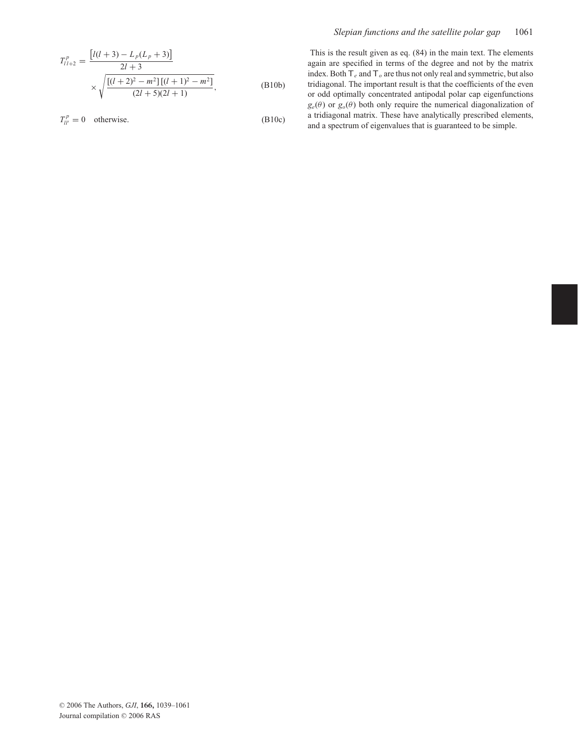$$T^p_{l\,l+2} = \frac{\left[l(l+3) - L_p(L_p+3)\right]}{2l+3} \times \sqrt{\frac{[(l+2)^2 - m^2]\,[(l+1)^2 - m^2]}{(2l+5)(2l+1)}}, \qquad \text{(B10b)}$$

$$T^p_{ll'} = 0 \quad \text{otherwise.} \qquad \text{(B10c)}$$

This is the result given as eq. (84) in the main text. The elements again are specified in terms of the degree and not by the matrix index. Both $\mathsf{T}_e$ and $\mathsf{T}_o$ are thus not only real and symmetric, but also tridiagonal. The important result is that the coefficients of the even or odd optimally concentrated antipodal polar cap eigenfunctions $g_e(\theta)$ or $g_o(\theta)$ both only require the numerical diagonalization of a tridiagonal matrix. These have analytically prescribed elements, and a spectrum of eigenvalues that is guaranteed to be simple.